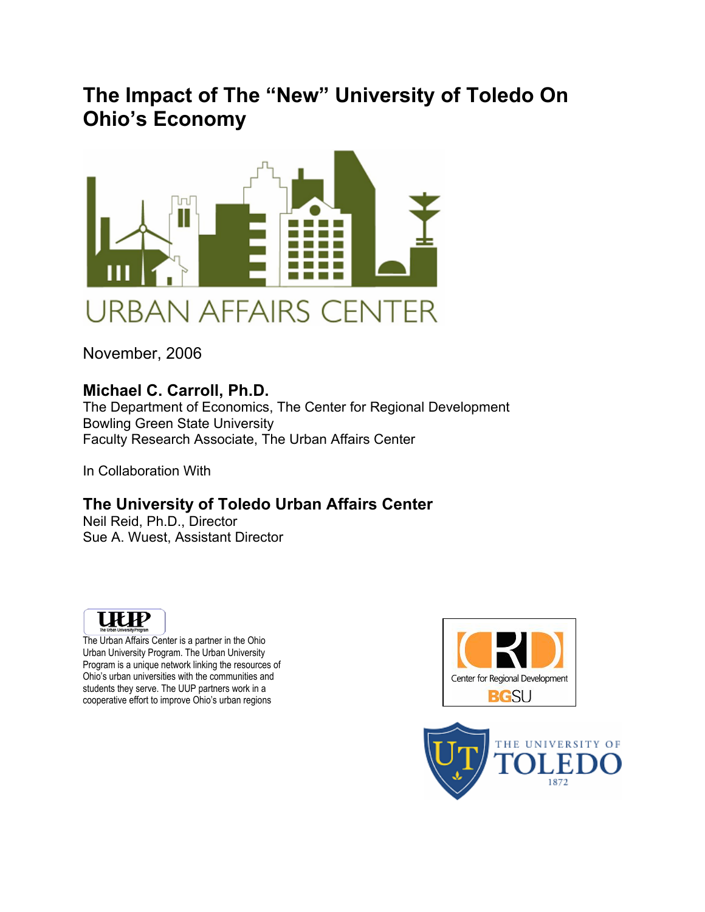# The Impact of The "New" University of Toledo On Ohio's Economy

URBAN AFFAIRS CENTER

November, 2006

**Michael C. Carroll, Ph.D.**
The Department of Economics, The Center for Regional Development
Bowling Green State University
Faculty Research Associate, The Urban Affairs Center

In Collaboration With

**The University of Toledo Urban Affairs Center**
Neil Reid, Ph.D., Director
Sue A. Wuest, Assistant Director

UUP
The Urban University Program

The Urban Affairs Center is a partner in the Ohio Urban University Program. The Urban University Program is a unique network linking the resources of Ohio's urban universities with the communities and students they serve. The UUP partners work in a cooperative effort to improve Ohio's urban regions

CRD
Center for Regional Development
BGSU

UT
THE UNIVERSITY OF TOLEDO
1872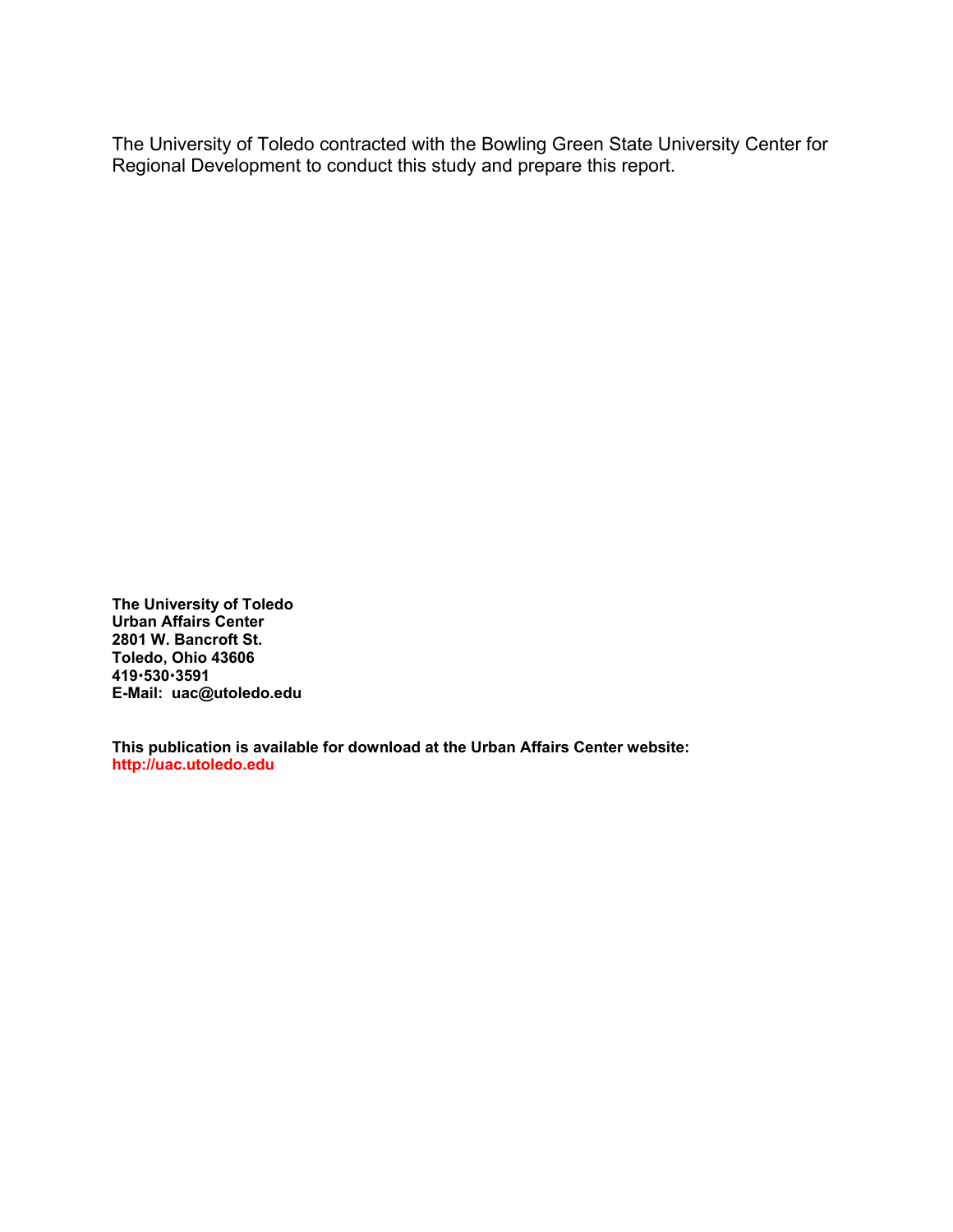The University of Toledo contracted with the Bowling Green State University Center for Regional Development to conduct this study and prepare this report.

**The University of Toledo**
**Urban Affairs Center**
**2801 W. Bancroft St.**
**Toledo, Ohio 43606**
**419•530•3591**
**E-Mail: uac@utoledo.edu**

**This publication is available for download at the Urban Affairs Center website:**
**http://uac.utoledo.edu**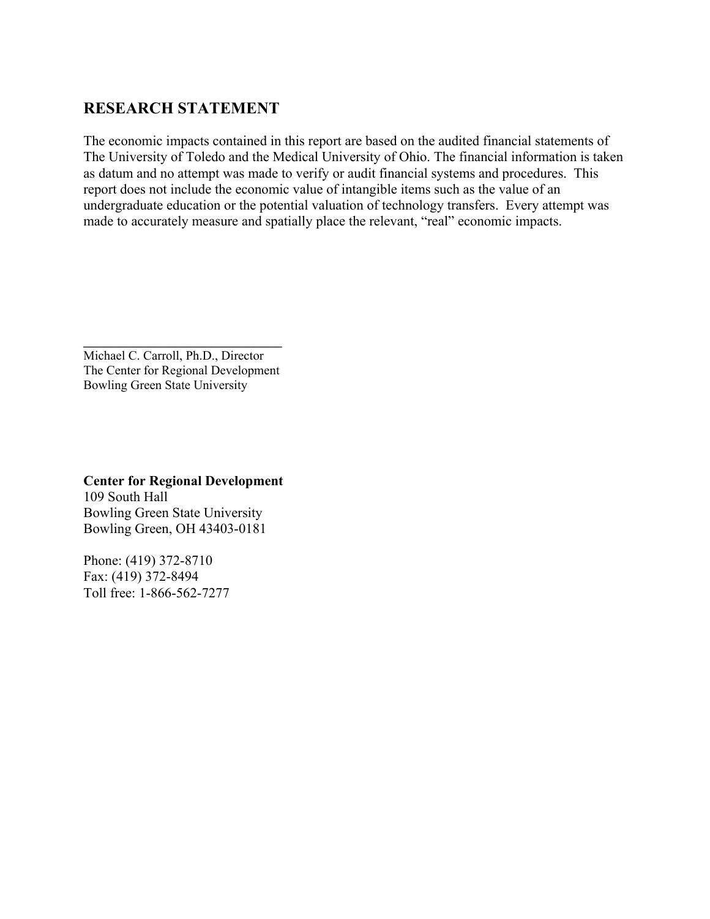## RESEARCH STATEMENT

The economic impacts contained in this report are based on the audited financial statements of The University of Toledo and the Medical University of Ohio. The financial information is taken as datum and no attempt was made to verify or audit financial systems and procedures. This report does not include the economic value of intangible items such as the value of an undergraduate education or the potential valuation of technology transfers. Every attempt was made to accurately measure and spatially place the relevant, "real" economic impacts.

\_\_\_\_\_\_\_\_\_\_\_\_\_\_\_\_\_\_\_\_\_\_\_\_\_\_\_\_\_\_

Michael C. Carroll, Ph.D., Director
The Center for Regional Development
Bowling Green State University

**Center for Regional Development**
109 South Hall
Bowling Green State University
Bowling Green, OH 43403-0181

Phone: (419) 372-8710
Fax: (419) 372-8494
Toll free: 1-866-562-7277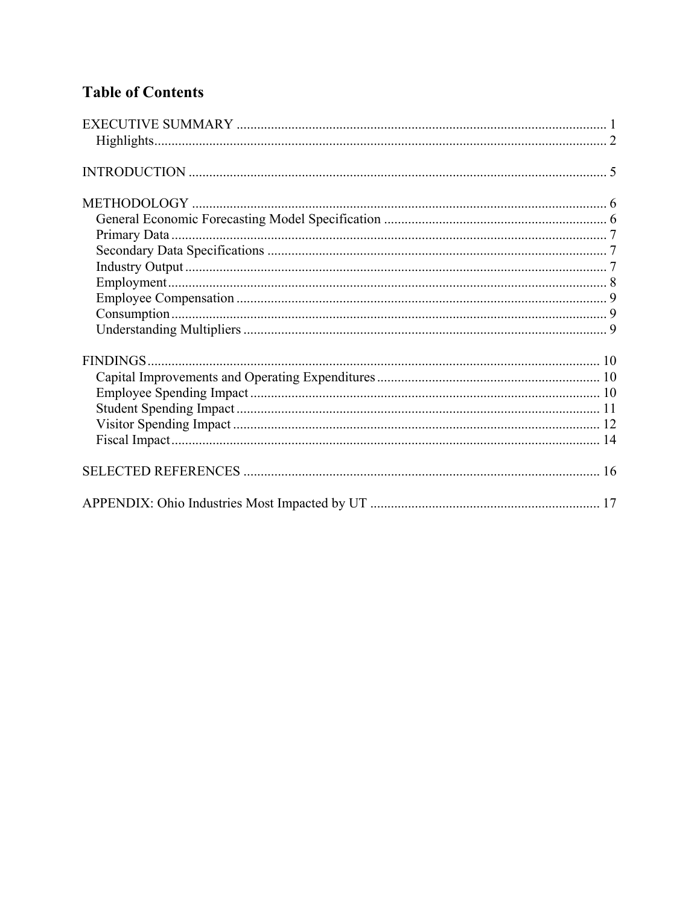## Table of Contents

EXECUTIVE SUMMARY .......... 1
- Highlights .......... 2

INTRODUCTION .......... 5

METHODOLOGY .......... 6
- General Economic Forecasting Model Specification .......... 6
- Primary Data .......... 7
- Secondary Data Specifications .......... 7
- Industry Output .......... 7
- Employment .......... 8
- Employee Compensation .......... 9
- Consumption .......... 9
- Understanding Multipliers .......... 9

FINDINGS .......... 10
- Capital Improvements and Operating Expenditures .......... 10
- Employee Spending Impact .......... 10
- Student Spending Impact .......... 11
- Visitor Spending Impact .......... 12
- Fiscal Impact .......... 14

SELECTED REFERENCES .......... 16

APPENDIX: Ohio Industries Most Impacted by UT .......... 17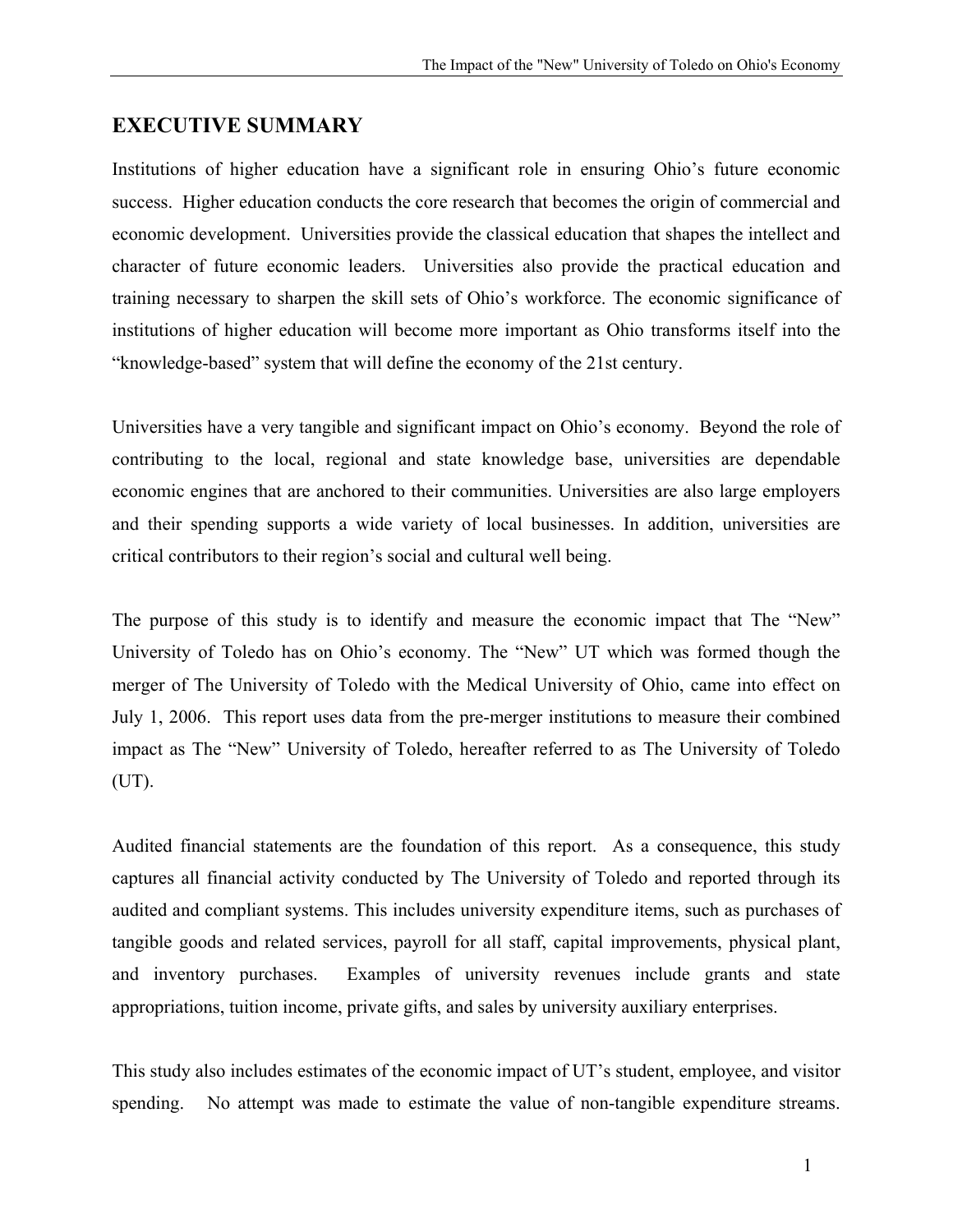## EXECUTIVE SUMMARY

Institutions of higher education have a significant role in ensuring Ohio's future economic success. Higher education conducts the core research that becomes the origin of commercial and economic development. Universities provide the classical education that shapes the intellect and character of future economic leaders. Universities also provide the practical education and training necessary to sharpen the skill sets of Ohio's workforce. The economic significance of institutions of higher education will become more important as Ohio transforms itself into the "knowledge-based" system that will define the economy of the 21st century.

Universities have a very tangible and significant impact on Ohio's economy. Beyond the role of contributing to the local, regional and state knowledge base, universities are dependable economic engines that are anchored to their communities. Universities are also large employers and their spending supports a wide variety of local businesses. In addition, universities are critical contributors to their region's social and cultural well being.

The purpose of this study is to identify and measure the economic impact that The "New" University of Toledo has on Ohio's economy. The "New" UT which was formed though the merger of The University of Toledo with the Medical University of Ohio, came into effect on July 1, 2006. This report uses data from the pre-merger institutions to measure their combined impact as The "New" University of Toledo, hereafter referred to as The University of Toledo (UT).

Audited financial statements are the foundation of this report. As a consequence, this study captures all financial activity conducted by The University of Toledo and reported through its audited and compliant systems. This includes university expenditure items, such as purchases of tangible goods and related services, payroll for all staff, capital improvements, physical plant, and inventory purchases. Examples of university revenues include grants and state appropriations, tuition income, private gifts, and sales by university auxiliary enterprises.

This study also includes estimates of the economic impact of UT's student, employee, and visitor spending. No attempt was made to estimate the value of non-tangible expenditure streams.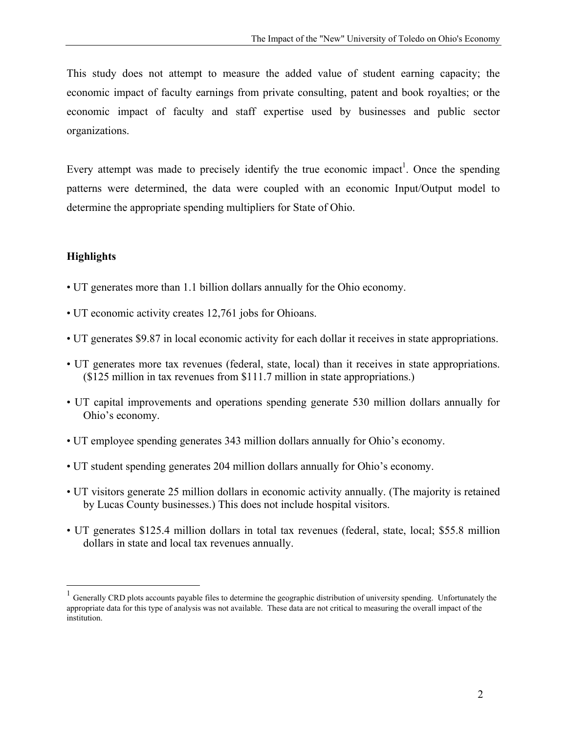This study does not attempt to measure the added value of student earning capacity; the economic impact of faculty earnings from private consulting, patent and book royalties; or the economic impact of faculty and staff expertise used by businesses and public sector organizations.

Every attempt was made to precisely identify the true economic impact[1]. Once the spending patterns were determined, the data were coupled with an economic Input/Output model to determine the appropriate spending multipliers for State of Ohio.

**Highlights**

- UT generates more than 1.1 billion dollars annually for the Ohio economy.
- UT economic activity creates 12,761 jobs for Ohioans.
- UT generates $9.87 in local economic activity for each dollar it receives in state appropriations.
- UT generates more tax revenues (federal, state, local) than it receives in state appropriations. ($125 million in tax revenues from $111.7 million in state appropriations.)
- UT capital improvements and operations spending generate 530 million dollars annually for Ohio's economy.
- UT employee spending generates 343 million dollars annually for Ohio's economy.
- UT student spending generates 204 million dollars annually for Ohio's economy.
- UT visitors generate 25 million dollars in economic activity annually. (The majority is retained by Lucas County businesses.) This does not include hospital visitors.
- UT generates $125.4 million dollars in total tax revenues (federal, state, local; $55.8 million dollars in state and local tax revenues annually.

---

[1] Generally CRD plots accounts payable files to determine the geographic distribution of university spending. Unfortunately the appropriate data for this type of analysis was not available. These data are not critical to measuring the overall impact of the institution.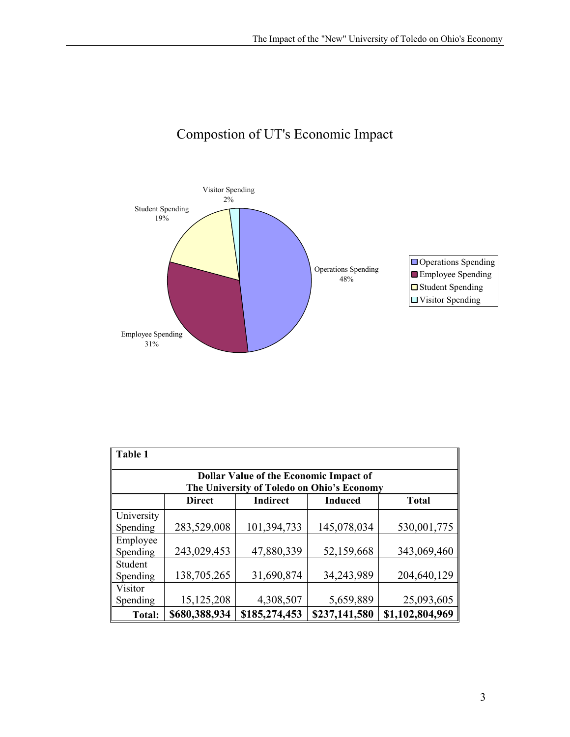## Compostion of UT's Economic Impact

Visitor Spending 2%

Student Spending 19%

Operations Spending 48%

Employee Spending 31%

- Operations Spending
- Employee Spending
- Student Spending
- Visitor Spending

| Table 1 | | | | |
|---|---|---|---|---|
| **Dollar Value of the Economic Impact of The University of Toledo on Ohio's Economy** | | | | |
| | **Direct** | **Indirect** | **Induced** | **Total** |
| University Spending | 283,529,008 | 101,394,733 | 145,078,034 | 530,001,775 |
| Employee Spending | 243,029,453 | 47,880,339 | 52,159,668 | 343,069,460 |
| Student Spending | 138,705,265 | 31,690,874 | 34,243,989 | 204,640,129 |
| Visitor Spending | 15,125,208 | 4,308,507 | 5,659,889 | 25,093,605 |
| **Total:** | **$680,388,934** | **$185,274,453** | **$237,141,580** | **$1,102,804,969** |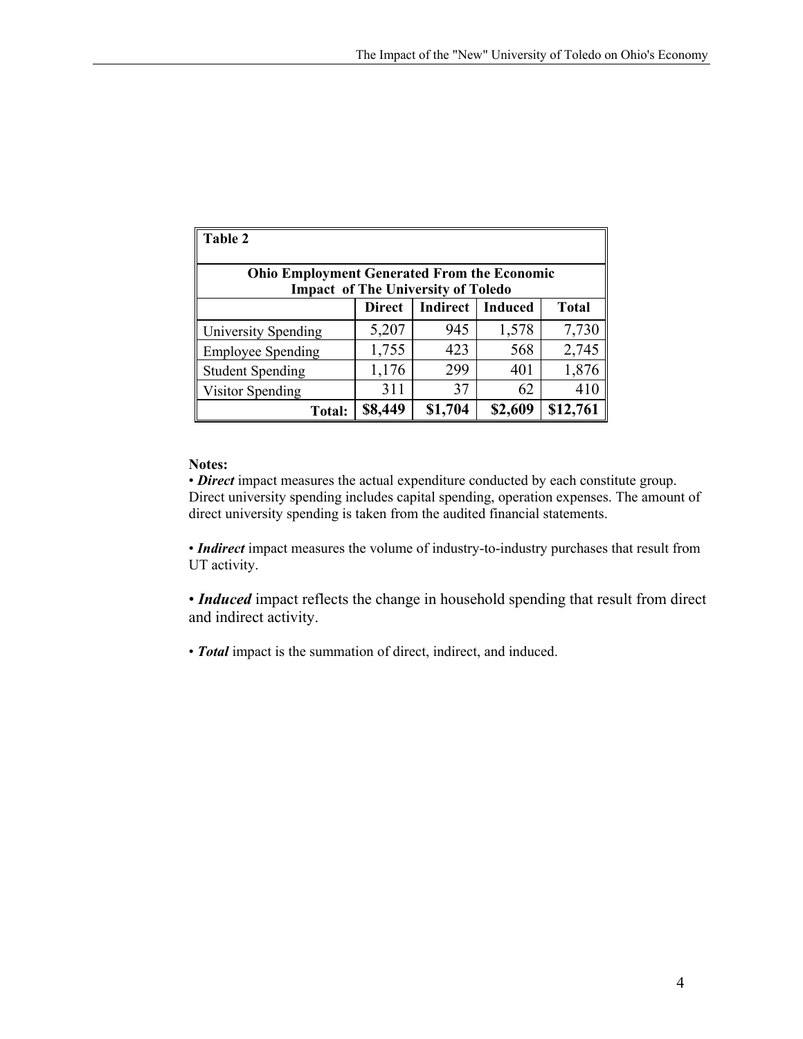| Table 2 | | | | |
|---|---|---|---|---|
| **Ohio Employment Generated From the Economic Impact of The University of Toledo** | | | | |
| | **Direct** | **Indirect** | **Induced** | **Total** |
| University Spending | 5,207 | 945 | 1,578 | 7,730 |
| Employee Spending | 1,755 | 423 | 568 | 2,745 |
| Student Spending | 1,176 | 299 | 401 | 1,876 |
| Visitor Spending | 311 | 37 | 62 | 410 |
| **Total:** | **$8,449** | **$1,704** | **$2,609** | **$12,761** |

**Notes:**

• ***Direct*** impact measures the actual expenditure conducted by each constitute group. Direct university spending includes capital spending, operation expenses. The amount of direct university spending is taken from the audited financial statements.

• ***Indirect*** impact measures the volume of industry-to-industry purchases that result from UT activity.

• ***Induced*** impact reflects the change in household spending that result from direct and indirect activity.

• ***Total*** impact is the summation of direct, indirect, and induced.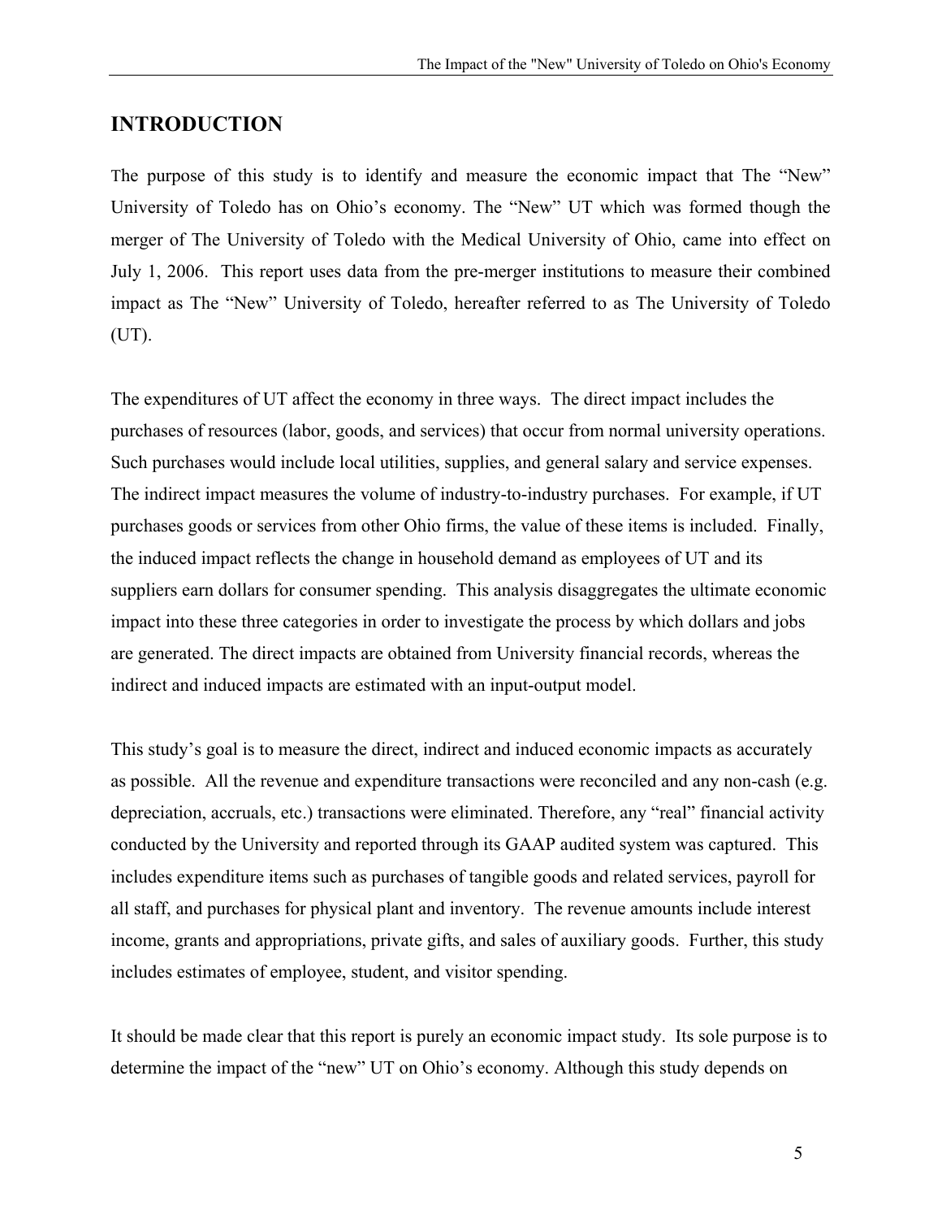## INTRODUCTION

The purpose of this study is to identify and measure the economic impact that The "New" University of Toledo has on Ohio's economy. The "New" UT which was formed though the merger of The University of Toledo with the Medical University of Ohio, came into effect on July 1, 2006. This report uses data from the pre-merger institutions to measure their combined impact as The "New" University of Toledo, hereafter referred to as The University of Toledo (UT).

The expenditures of UT affect the economy in three ways. The direct impact includes the purchases of resources (labor, goods, and services) that occur from normal university operations. Such purchases would include local utilities, supplies, and general salary and service expenses. The indirect impact measures the volume of industry-to-industry purchases. For example, if UT purchases goods or services from other Ohio firms, the value of these items is included. Finally, the induced impact reflects the change in household demand as employees of UT and its suppliers earn dollars for consumer spending. This analysis disaggregates the ultimate economic impact into these three categories in order to investigate the process by which dollars and jobs are generated. The direct impacts are obtained from University financial records, whereas the indirect and induced impacts are estimated with an input-output model.

This study's goal is to measure the direct, indirect and induced economic impacts as accurately as possible. All the revenue and expenditure transactions were reconciled and any non-cash (e.g. depreciation, accruals, etc.) transactions were eliminated. Therefore, any "real" financial activity conducted by the University and reported through its GAAP audited system was captured. This includes expenditure items such as purchases of tangible goods and related services, payroll for all staff, and purchases for physical plant and inventory. The revenue amounts include interest income, grants and appropriations, private gifts, and sales of auxiliary goods. Further, this study includes estimates of employee, student, and visitor spending.

It should be made clear that this report is purely an economic impact study. Its sole purpose is to determine the impact of the "new" UT on Ohio's economy. Although this study depends on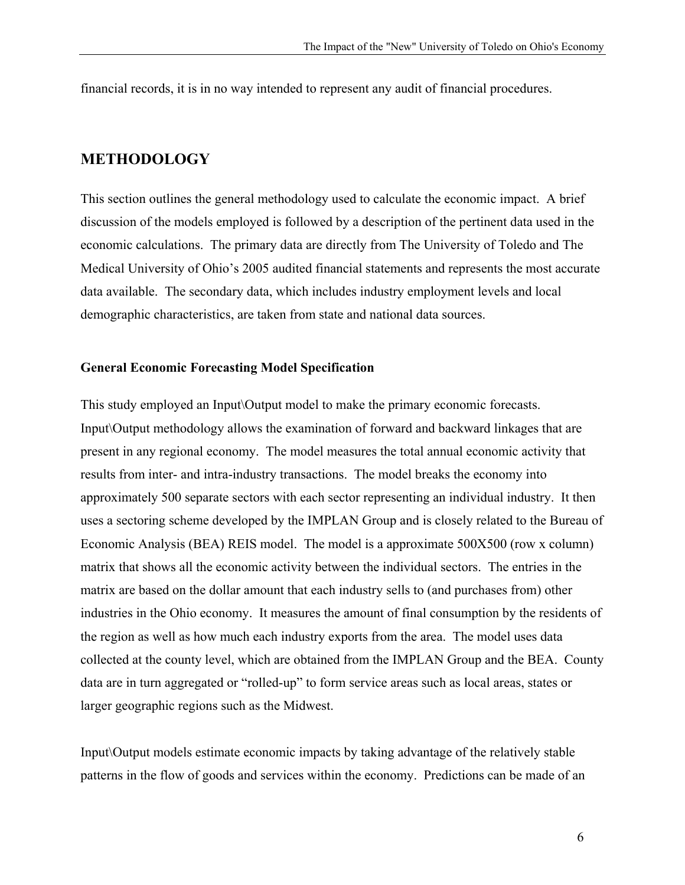financial records, it is in no way intended to represent any audit of financial procedures.

## METHODOLOGY

This section outlines the general methodology used to calculate the economic impact. A brief discussion of the models employed is followed by a description of the pertinent data used in the economic calculations. The primary data are directly from The University of Toledo and The Medical University of Ohio's 2005 audited financial statements and represents the most accurate data available. The secondary data, which includes industry employment levels and local demographic characteristics, are taken from state and national data sources.

### General Economic Forecasting Model Specification

This study employed an Input\Output model to make the primary economic forecasts. Input\Output methodology allows the examination of forward and backward linkages that are present in any regional economy. The model measures the total annual economic activity that results from inter- and intra-industry transactions. The model breaks the economy into approximately 500 separate sectors with each sector representing an individual industry. It then uses a sectoring scheme developed by the IMPLAN Group and is closely related to the Bureau of Economic Analysis (BEA) REIS model. The model is a approximate 500X500 (row x column) matrix that shows all the economic activity between the individual sectors. The entries in the matrix are based on the dollar amount that each industry sells to (and purchases from) other industries in the Ohio economy. It measures the amount of final consumption by the residents of the region as well as how much each industry exports from the area. The model uses data collected at the county level, which are obtained from the IMPLAN Group and the BEA. County data are in turn aggregated or "rolled-up" to form service areas such as local areas, states or larger geographic regions such as the Midwest.

Input\Output models estimate economic impacts by taking advantage of the relatively stable patterns in the flow of goods and services within the economy. Predictions can be made of an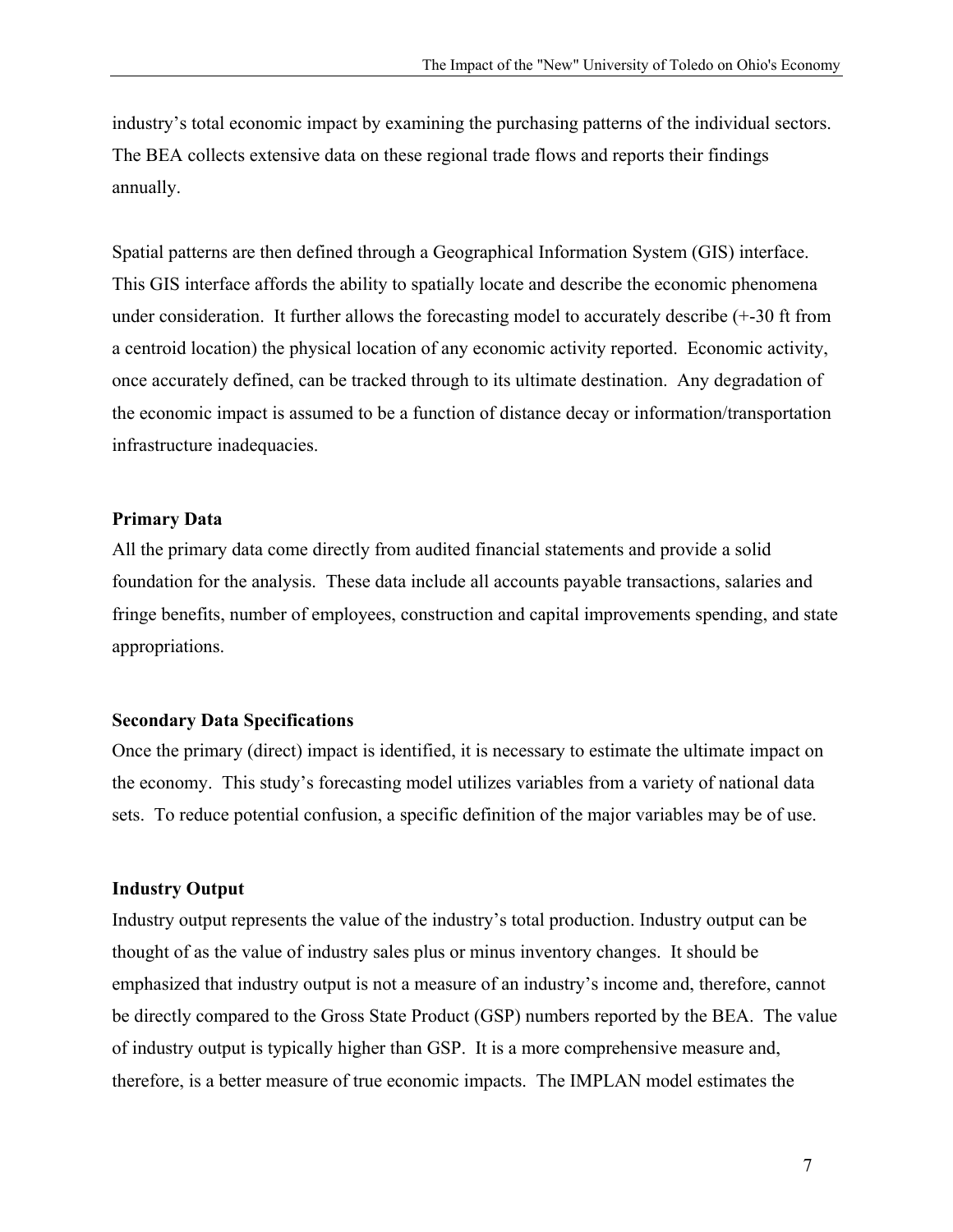industry's total economic impact by examining the purchasing patterns of the individual sectors. The BEA collects extensive data on these regional trade flows and reports their findings annually.

Spatial patterns are then defined through a Geographical Information System (GIS) interface. This GIS interface affords the ability to spatially locate and describe the economic phenomena under consideration. It further allows the forecasting model to accurately describe (+-30 ft from a centroid location) the physical location of any economic activity reported. Economic activity, once accurately defined, can be tracked through to its ultimate destination. Any degradation of the economic impact is assumed to be a function of distance decay or information/transportation infrastructure inadequacies.

**Primary Data**

All the primary data come directly from audited financial statements and provide a solid foundation for the analysis. These data include all accounts payable transactions, salaries and fringe benefits, number of employees, construction and capital improvements spending, and state appropriations.

**Secondary Data Specifications**

Once the primary (direct) impact is identified, it is necessary to estimate the ultimate impact on the economy. This study's forecasting model utilizes variables from a variety of national data sets. To reduce potential confusion, a specific definition of the major variables may be of use.

**Industry Output**

Industry output represents the value of the industry's total production. Industry output can be thought of as the value of industry sales plus or minus inventory changes. It should be emphasized that industry output is not a measure of an industry's income and, therefore, cannot be directly compared to the Gross State Product (GSP) numbers reported by the BEA. The value of industry output is typically higher than GSP. It is a more comprehensive measure and, therefore, is a better measure of true economic impacts. The IMPLAN model estimates the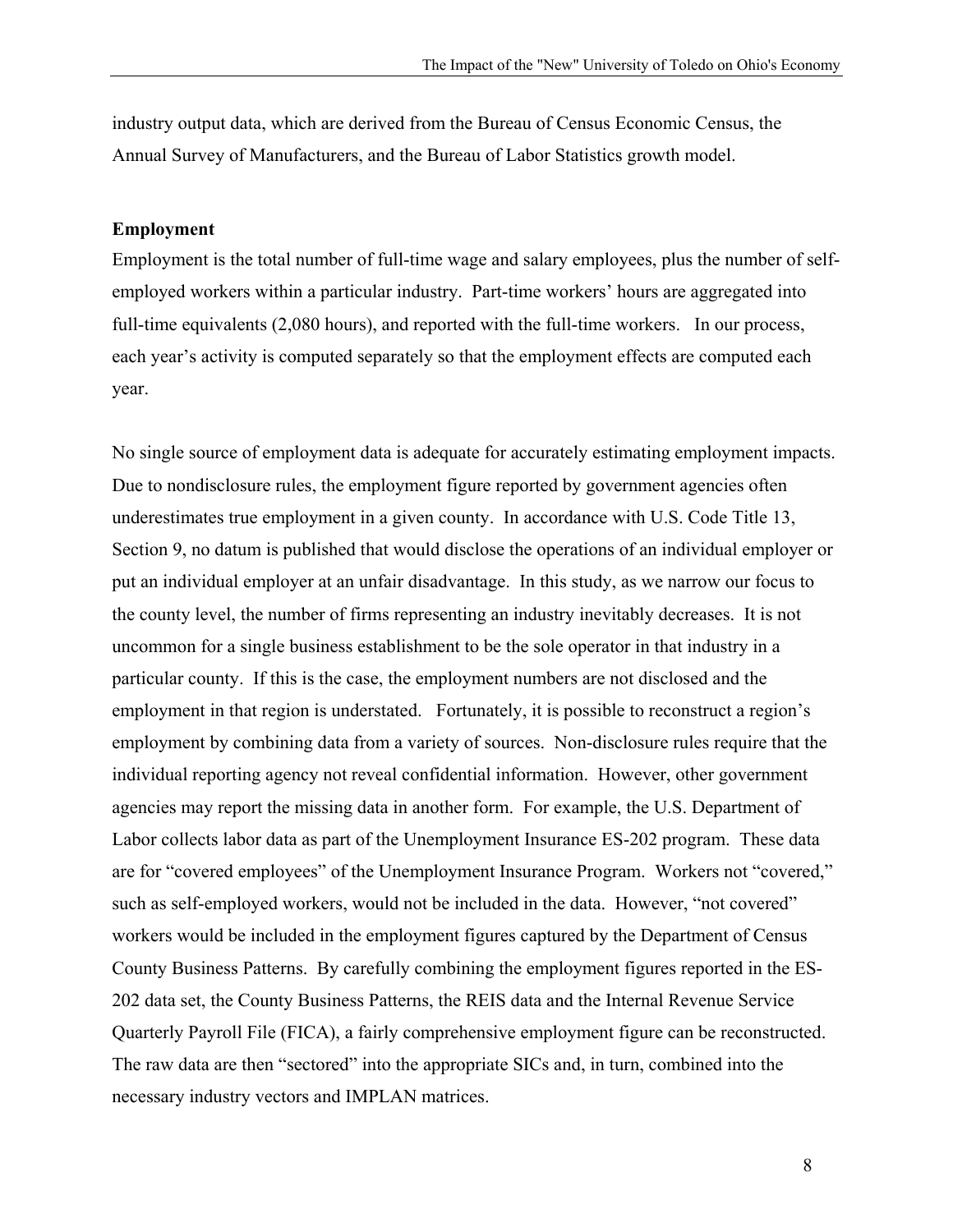industry output data, which are derived from the Bureau of Census Economic Census, the Annual Survey of Manufacturers, and the Bureau of Labor Statistics growth model.

**Employment**

Employment is the total number of full-time wage and salary employees, plus the number of self-employed workers within a particular industry. Part-time workers' hours are aggregated into full-time equivalents (2,080 hours), and reported with the full-time workers. In our process, each year's activity is computed separately so that the employment effects are computed each year.

No single source of employment data is adequate for accurately estimating employment impacts. Due to nondisclosure rules, the employment figure reported by government agencies often underestimates true employment in a given county. In accordance with U.S. Code Title 13, Section 9, no datum is published that would disclose the operations of an individual employer or put an individual employer at an unfair disadvantage. In this study, as we narrow our focus to the county level, the number of firms representing an industry inevitably decreases. It is not uncommon for a single business establishment to be the sole operator in that industry in a particular county. If this is the case, the employment numbers are not disclosed and the employment in that region is understated. Fortunately, it is possible to reconstruct a region's employment by combining data from a variety of sources. Non-disclosure rules require that the individual reporting agency not reveal confidential information. However, other government agencies may report the missing data in another form. For example, the U.S. Department of Labor collects labor data as part of the Unemployment Insurance ES-202 program. These data are for "covered employees" of the Unemployment Insurance Program. Workers not "covered," such as self-employed workers, would not be included in the data. However, "not covered" workers would be included in the employment figures captured by the Department of Census County Business Patterns. By carefully combining the employment figures reported in the ES-202 data set, the County Business Patterns, the REIS data and the Internal Revenue Service Quarterly Payroll File (FICA), a fairly comprehensive employment figure can be reconstructed. The raw data are then "sectored" into the appropriate SICs and, in turn, combined into the necessary industry vectors and IMPLAN matrices.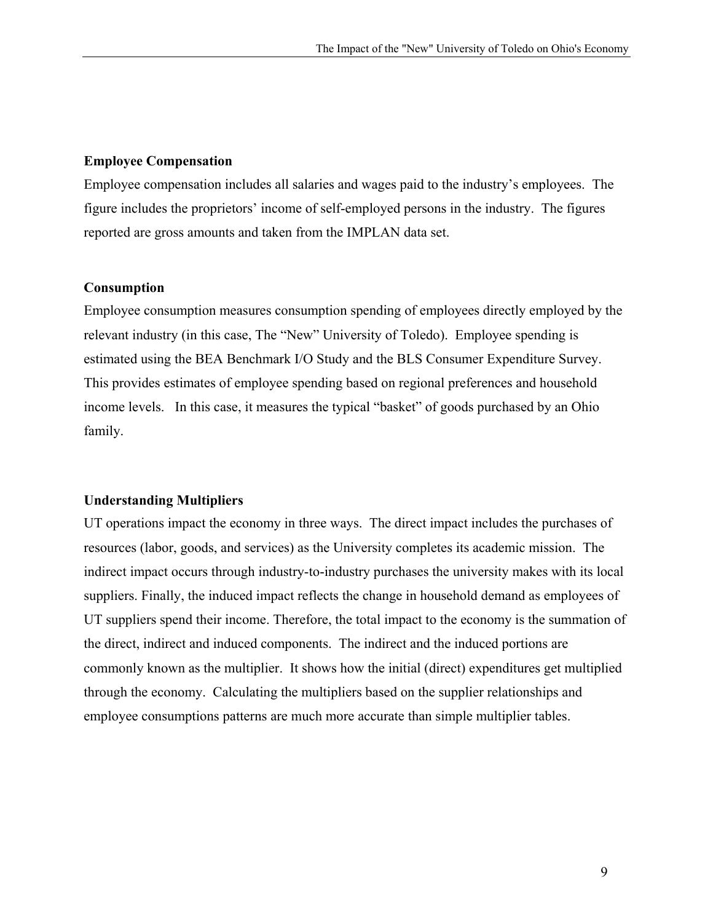### Employee Compensation

Employee compensation includes all salaries and wages paid to the industry's employees. The figure includes the proprietors' income of self-employed persons in the industry. The figures reported are gross amounts and taken from the IMPLAN data set.

### Consumption

Employee consumption measures consumption spending of employees directly employed by the relevant industry (in this case, The "New" University of Toledo). Employee spending is estimated using the BEA Benchmark I/O Study and the BLS Consumer Expenditure Survey. This provides estimates of employee spending based on regional preferences and household income levels. In this case, it measures the typical "basket" of goods purchased by an Ohio family.

### Understanding Multipliers

UT operations impact the economy in three ways. The direct impact includes the purchases of resources (labor, goods, and services) as the University completes its academic mission. The indirect impact occurs through industry-to-industry purchases the university makes with its local suppliers. Finally, the induced impact reflects the change in household demand as employees of UT suppliers spend their income. Therefore, the total impact to the economy is the summation of the direct, indirect and induced components. The indirect and the induced portions are commonly known as the multiplier. It shows how the initial (direct) expenditures get multiplied through the economy. Calculating the multipliers based on the supplier relationships and employee consumptions patterns are much more accurate than simple multiplier tables.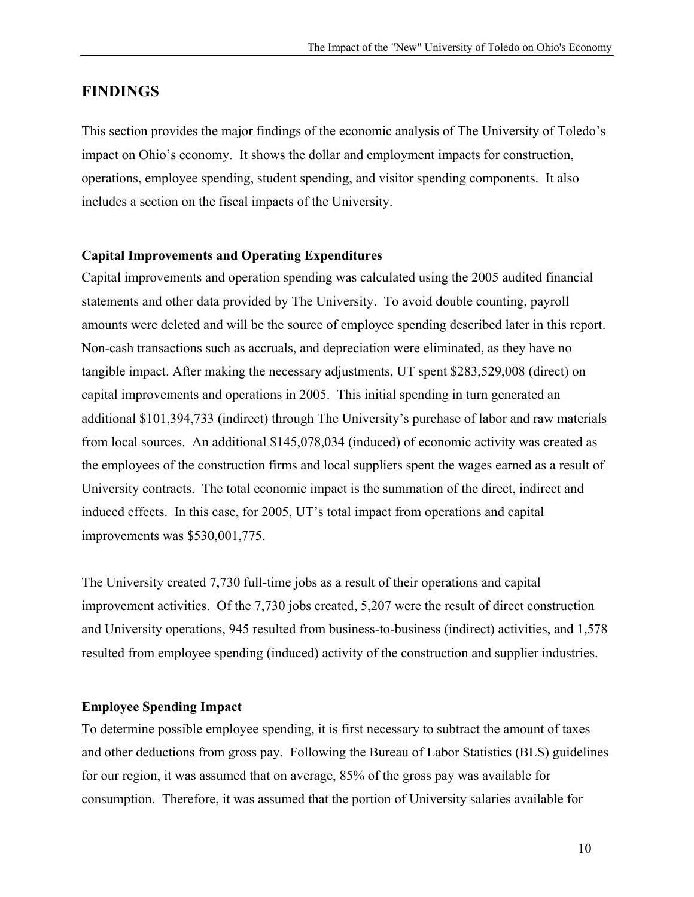## FINDINGS

This section provides the major findings of the economic analysis of The University of Toledo's impact on Ohio's economy. It shows the dollar and employment impacts for construction, operations, employee spending, student spending, and visitor spending components. It also includes a section on the fiscal impacts of the University.

### Capital Improvements and Operating Expenditures

Capital improvements and operation spending was calculated using the 2005 audited financial statements and other data provided by The University. To avoid double counting, payroll amounts were deleted and will be the source of employee spending described later in this report. Non-cash transactions such as accruals, and depreciation were eliminated, as they have no tangible impact. After making the necessary adjustments, UT spent $283,529,008 (direct) on capital improvements and operations in 2005. This initial spending in turn generated an additional $101,394,733 (indirect) through The University's purchase of labor and raw materials from local sources. An additional $145,078,034 (induced) of economic activity was created as the employees of the construction firms and local suppliers spent the wages earned as a result of University contracts. The total economic impact is the summation of the direct, indirect and induced effects. In this case, for 2005, UT's total impact from operations and capital improvements was $530,001,775.

The University created 7,730 full-time jobs as a result of their operations and capital improvement activities. Of the 7,730 jobs created, 5,207 were the result of direct construction and University operations, 945 resulted from business-to-business (indirect) activities, and 1,578 resulted from employee spending (induced) activity of the construction and supplier industries.

### Employee Spending Impact

To determine possible employee spending, it is first necessary to subtract the amount of taxes and other deductions from gross pay. Following the Bureau of Labor Statistics (BLS) guidelines for our region, it was assumed that on average, 85% of the gross pay was available for consumption. Therefore, it was assumed that the portion of University salaries available for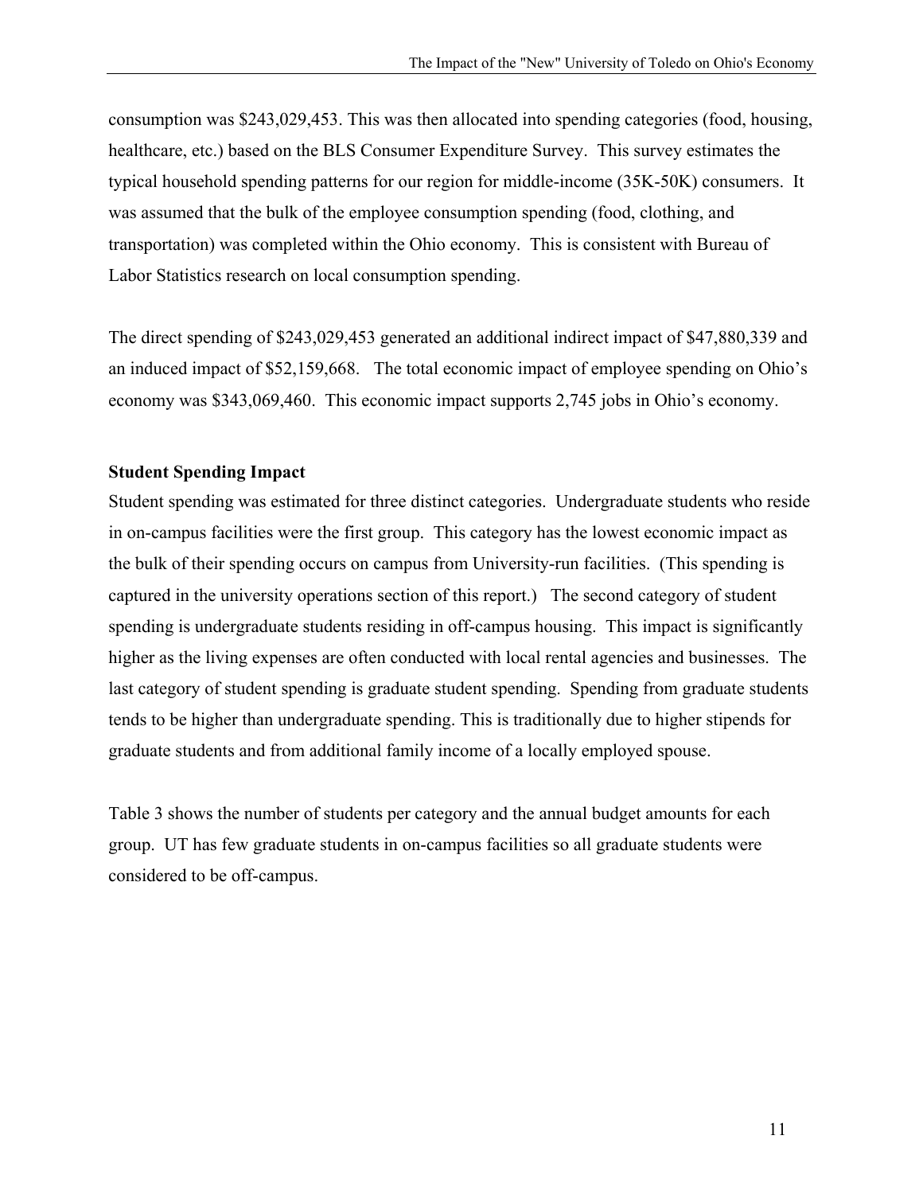consumption was $243,029,453. This was then allocated into spending categories (food, housing, healthcare, etc.) based on the BLS Consumer Expenditure Survey. This survey estimates the typical household spending patterns for our region for middle-income (35K-50K) consumers. It was assumed that the bulk of the employee consumption spending (food, clothing, and transportation) was completed within the Ohio economy. This is consistent with Bureau of Labor Statistics research on local consumption spending.

The direct spending of $243,029,453 generated an additional indirect impact of $47,880,339 and an induced impact of $52,159,668. The total economic impact of employee spending on Ohio's economy was $343,069,460. This economic impact supports 2,745 jobs in Ohio's economy.

**Student Spending Impact**

Student spending was estimated for three distinct categories. Undergraduate students who reside in on-campus facilities were the first group. This category has the lowest economic impact as the bulk of their spending occurs on campus from University-run facilities. (This spending is captured in the university operations section of this report.) The second category of student spending is undergraduate students residing in off-campus housing. This impact is significantly higher as the living expenses are often conducted with local rental agencies and businesses. The last category of student spending is graduate student spending. Spending from graduate students tends to be higher than undergraduate spending. This is traditionally due to higher stipends for graduate students and from additional family income of a locally employed spouse.

Table 3 shows the number of students per category and the annual budget amounts for each group. UT has few graduate students in on-campus facilities so all graduate students were considered to be off-campus.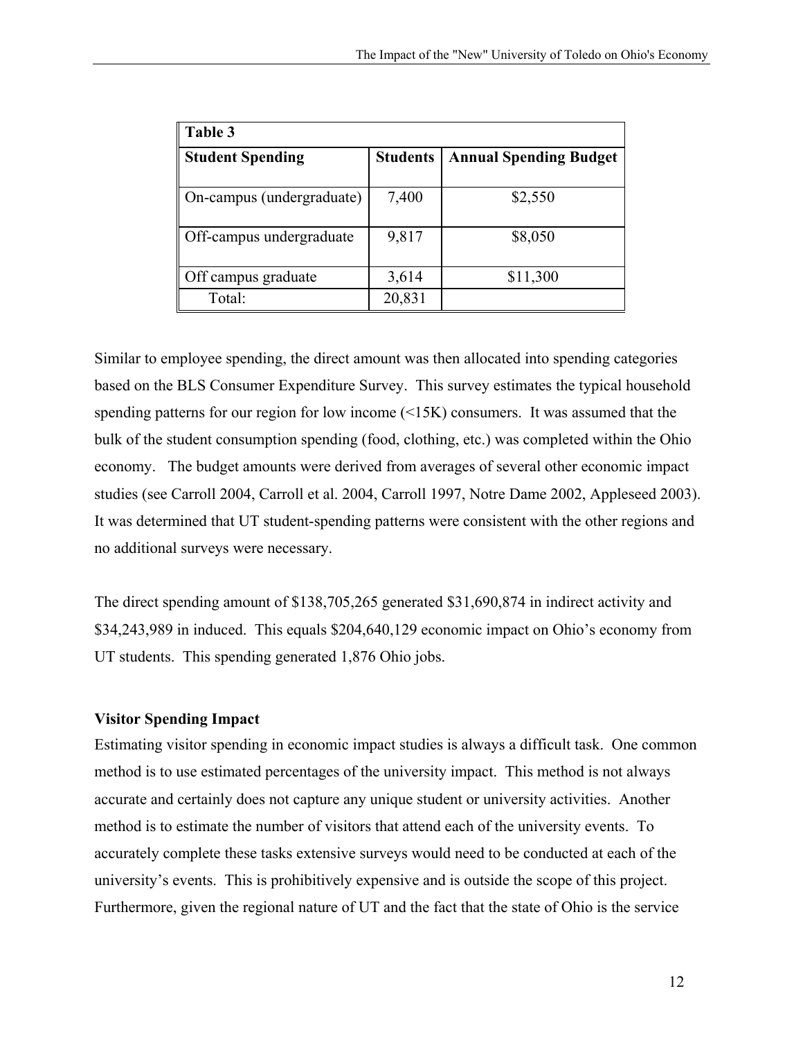| Table 3 | | |
|---|---|---|
| **Student Spending** | **Students** | **Annual Spending Budget** |
| On-campus (undergraduate) | 7,400 | $2,550 |
| Off-campus undergraduate | 9,817 | $8,050 |
| Off campus graduate | 3,614 | $11,300 |
| Total: | 20,831 | |

Similar to employee spending, the direct amount was then allocated into spending categories based on the BLS Consumer Expenditure Survey. This survey estimates the typical household spending patterns for our region for low income (<15K) consumers. It was assumed that the bulk of the student consumption spending (food, clothing, etc.) was completed within the Ohio economy. The budget amounts were derived from averages of several other economic impact studies (see Carroll 2004, Carroll et al. 2004, Carroll 1997, Notre Dame 2002, Appleseed 2003). It was determined that UT student-spending patterns were consistent with the other regions and no additional surveys were necessary.

The direct spending amount of $138,705,265 generated $31,690,874 in indirect activity and $34,243,989 in induced. This equals $204,640,129 economic impact on Ohio's economy from UT students. This spending generated 1,876 Ohio jobs.

**Visitor Spending Impact**

Estimating visitor spending in economic impact studies is always a difficult task. One common method is to use estimated percentages of the university impact. This method is not always accurate and certainly does not capture any unique student or university activities. Another method is to estimate the number of visitors that attend each of the university events. To accurately complete these tasks extensive surveys would need to be conducted at each of the university's events. This is prohibitively expensive and is outside the scope of this project. Furthermore, given the regional nature of UT and the fact that the state of Ohio is the service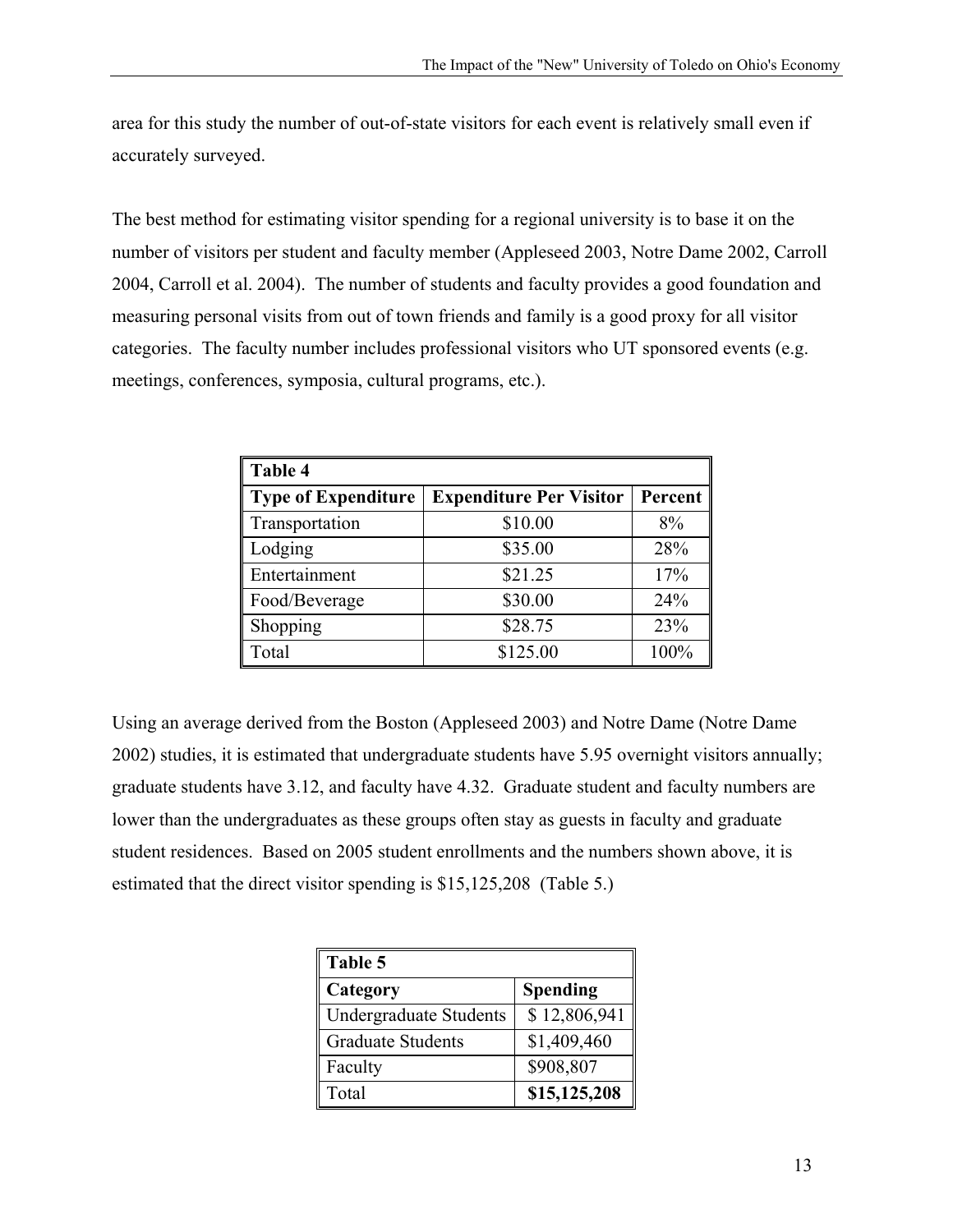area for this study the number of out-of-state visitors for each event is relatively small even if accurately surveyed.

The best method for estimating visitor spending for a regional university is to base it on the number of visitors per student and faculty member (Appleseed 2003, Notre Dame 2002, Carroll 2004, Carroll et al. 2004). The number of students and faculty provides a good foundation and measuring personal visits from out of town friends and family is a good proxy for all visitor categories. The faculty number includes professional visitors who UT sponsored events (e.g. meetings, conferences, symposia, cultural programs, etc.).

| **Table 4** | | |
|---|---|---|
| **Type of Expenditure** | **Expenditure Per Visitor** | **Percent** |
| Transportation | $10.00 | 8% |
| Lodging | $35.00 | 28% |
| Entertainment | $21.25 | 17% |
| Food/Beverage | $30.00 | 24% |
| Shopping | $28.75 | 23% |
| Total | $125.00 | 100% |

Using an average derived from the Boston (Appleseed 2003) and Notre Dame (Notre Dame 2002) studies, it is estimated that undergraduate students have 5.95 overnight visitors annually; graduate students have 3.12, and faculty have 4.32. Graduate student and faculty numbers are lower than the undergraduates as these groups often stay as guests in faculty and graduate student residences. Based on 2005 student enrollments and the numbers shown above, it is estimated that the direct visitor spending is $15,125,208 (Table 5.)

| **Table 5** | |
|---|---|
| **Category** | **Spending** |
| Undergraduate Students | $ 12,806,941 |
| Graduate Students | $1,409,460 |
| Faculty | $908,807 |
| Total | **$15,125,208** |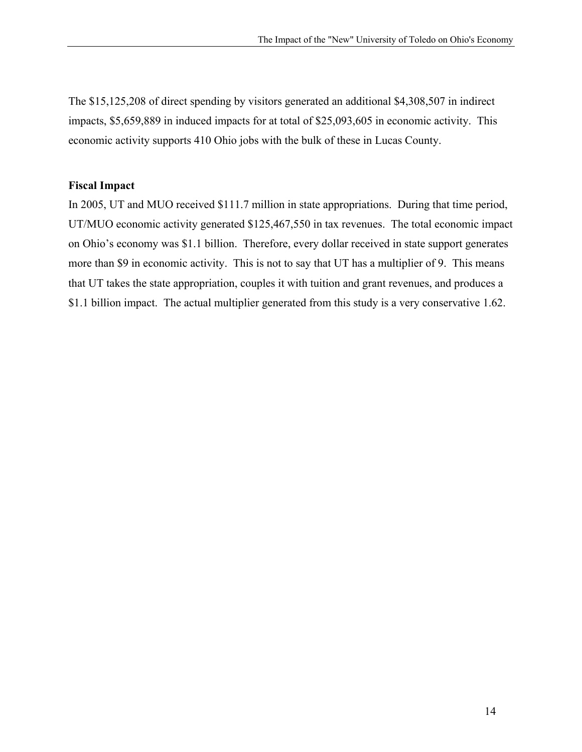The $15,125,208 of direct spending by visitors generated an additional $4,308,507 in indirect impacts, $5,659,889 in induced impacts for at total of $25,093,605 in economic activity. This economic activity supports 410 Ohio jobs with the bulk of these in Lucas County.

**Fiscal Impact**

In 2005, UT and MUO received $111.7 million in state appropriations. During that time period, UT/MUO economic activity generated $125,467,550 in tax revenues. The total economic impact on Ohio's economy was $1.1 billion. Therefore, every dollar received in state support generates more than $9 in economic activity. This is not to say that UT has a multiplier of 9. This means that UT takes the state appropriation, couples it with tuition and grant revenues, and produces a $1.1 billion impact. The actual multiplier generated from this study is a very conservative 1.62.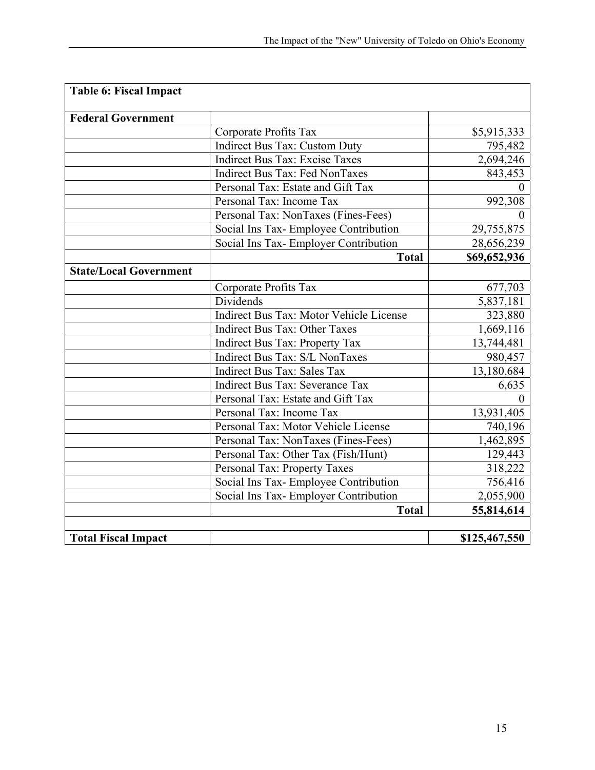| Table 6: Fiscal Impact | | |
|---|---|---|
| **Federal Government** | | |
| | Corporate Profits Tax | $5,915,333 |
| | Indirect Bus Tax: Custom Duty | 795,482 |
| | Indirect Bus Tax: Excise Taxes | 2,694,246 |
| | Indirect Bus Tax: Fed NonTaxes | 843,453 |
| | Personal Tax: Estate and Gift Tax | 0 |
| | Personal Tax: Income Tax | 992,308 |
| | Personal Tax: NonTaxes (Fines-Fees) | 0 |
| | Social Ins Tax- Employee Contribution | 29,755,875 |
| | Social Ins Tax- Employer Contribution | 28,656,239 |
| | **Total** | **$69,652,936** |
| **State/Local Government** | | |
| | Corporate Profits Tax | 677,703 |
| | Dividends | 5,837,181 |
| | Indirect Bus Tax: Motor Vehicle License | 323,880 |
| | Indirect Bus Tax: Other Taxes | 1,669,116 |
| | Indirect Bus Tax: Property Tax | 13,744,481 |
| | Indirect Bus Tax: S/L NonTaxes | 980,457 |
| | Indirect Bus Tax: Sales Tax | 13,180,684 |
| | Indirect Bus Tax: Severance Tax | 6,635 |
| | Personal Tax: Estate and Gift Tax | 0 |
| | Personal Tax: Income Tax | 13,931,405 |
| | Personal Tax: Motor Vehicle License | 740,196 |
| | Personal Tax: NonTaxes (Fines-Fees) | 1,462,895 |
| | Personal Tax: Other Tax (Fish/Hunt) | 129,443 |
| | Personal Tax: Property Taxes | 318,222 |
| | Social Ins Tax- Employee Contribution | 756,416 |
| | Social Ins Tax- Employer Contribution | 2,055,900 |
| | **Total** | **55,814,614** |
| | | |
| **Total Fiscal Impact** | | **$125,467,550** |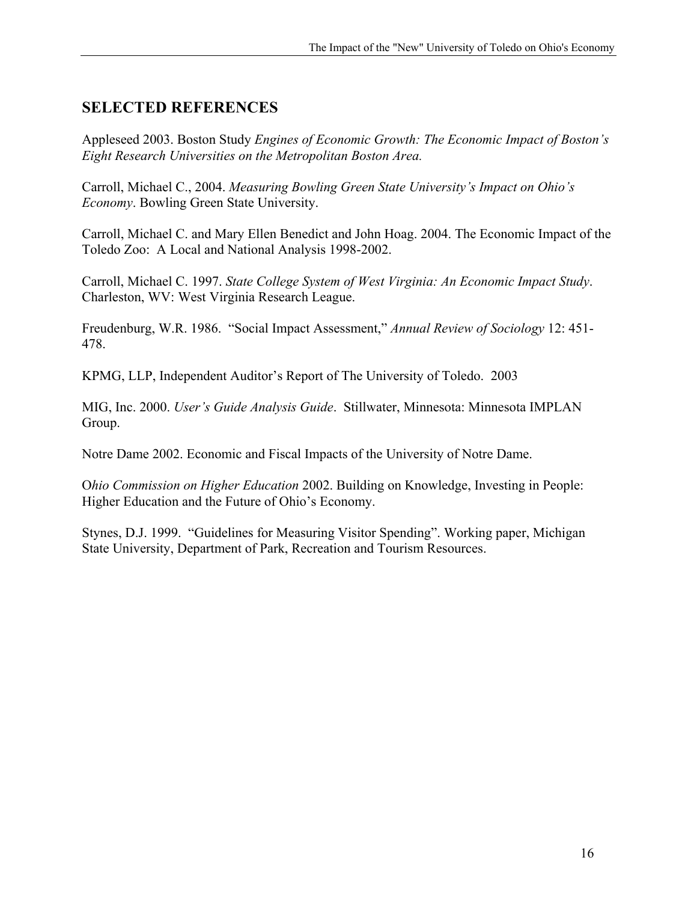## SELECTED REFERENCES

Appleseed 2003. Boston Study *Engines of Economic Growth: The Economic Impact of Boston's Eight Research Universities on the Metropolitan Boston Area.*

Carroll, Michael C., 2004. *Measuring Bowling Green State University's Impact on Ohio's Economy*. Bowling Green State University.

Carroll, Michael C. and Mary Ellen Benedict and John Hoag. 2004. The Economic Impact of the Toledo Zoo: A Local and National Analysis 1998-2002.

Carroll, Michael C. 1997. *State College System of West Virginia: An Economic Impact Study*. Charleston, WV: West Virginia Research League.

Freudenburg, W.R. 1986. "Social Impact Assessment," *Annual Review of Sociology* 12: 451-478.

KPMG, LLP, Independent Auditor's Report of The University of Toledo. 2003

MIG, Inc. 2000. *User's Guide Analysis Guide*. Stillwater, Minnesota: Minnesota IMPLAN Group.

Notre Dame 2002. Economic and Fiscal Impacts of the University of Notre Dame.

O*hio Commission on Higher Education* 2002. Building on Knowledge, Investing in People: Higher Education and the Future of Ohio's Economy.

Stynes, D.J. 1999. "Guidelines for Measuring Visitor Spending". Working paper, Michigan State University, Department of Park, Recreation and Tourism Resources.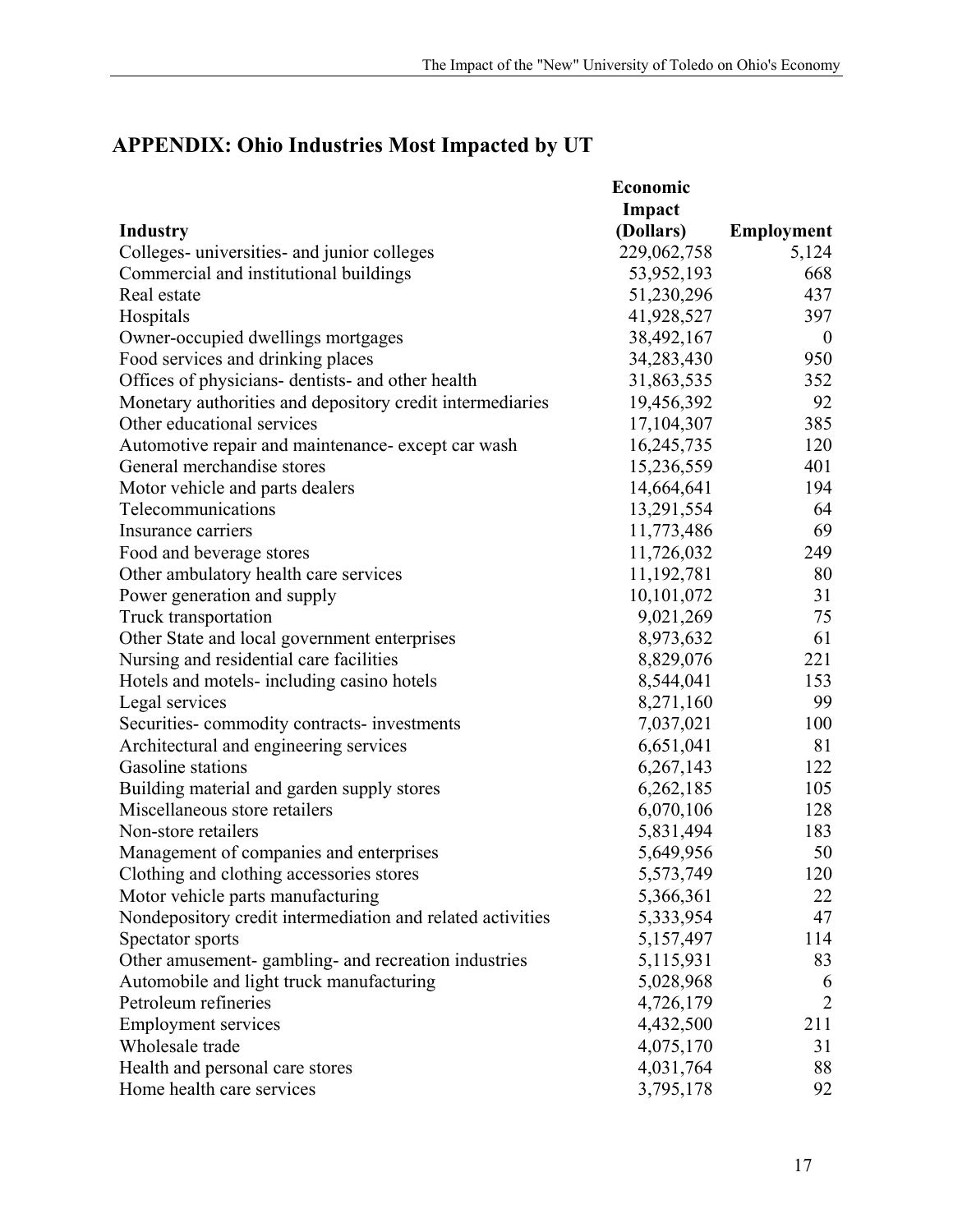## APPENDIX: Ohio Industries Most Impacted by UT

| Industry | Economic Impact (Dollars) | Employment |
|---|---|---|
| Colleges- universities- and junior colleges | 229,062,758 | 5,124 |
| Commercial and institutional buildings | 53,952,193 | 668 |
| Real estate | 51,230,296 | 437 |
| Hospitals | 41,928,527 | 397 |
| Owner-occupied dwellings mortgages | 38,492,167 | 0 |
| Food services and drinking places | 34,283,430 | 950 |
| Offices of physicians- dentists- and other health | 31,863,535 | 352 |
| Monetary authorities and depository credit intermediaries | 19,456,392 | 92 |
| Other educational services | 17,104,307 | 385 |
| Automotive repair and maintenance- except car wash | 16,245,735 | 120 |
| General merchandise stores | 15,236,559 | 401 |
| Motor vehicle and parts dealers | 14,664,641 | 194 |
| Telecommunications | 13,291,554 | 64 |
| Insurance carriers | 11,773,486 | 69 |
| Food and beverage stores | 11,726,032 | 249 |
| Other ambulatory health care services | 11,192,781 | 80 |
| Power generation and supply | 10,101,072 | 31 |
| Truck transportation | 9,021,269 | 75 |
| Other State and local government enterprises | 8,973,632 | 61 |
| Nursing and residential care facilities | 8,829,076 | 221 |
| Hotels and motels- including casino hotels | 8,544,041 | 153 |
| Legal services | 8,271,160 | 99 |
| Securities- commodity contracts- investments | 7,037,021 | 100 |
| Architectural and engineering services | 6,651,041 | 81 |
| Gasoline stations | 6,267,143 | 122 |
| Building material and garden supply stores | 6,262,185 | 105 |
| Miscellaneous store retailers | 6,070,106 | 128 |
| Non-store retailers | 5,831,494 | 183 |
| Management of companies and enterprises | 5,649,956 | 50 |
| Clothing and clothing accessories stores | 5,573,749 | 120 |
| Motor vehicle parts manufacturing | 5,366,361 | 22 |
| Nondepository credit intermediation and related activities | 5,333,954 | 47 |
| Spectator sports | 5,157,497 | 114 |
| Other amusement- gambling- and recreation industries | 5,115,931 | 83 |
| Automobile and light truck manufacturing | 5,028,968 | 6 |
| Petroleum refineries | 4,726,179 | 2 |
| Employment services | 4,432,500 | 211 |
| Wholesale trade | 4,075,170 | 31 |
| Health and personal care stores | 4,031,764 | 88 |
| Home health care services | 3,795,178 | 92 |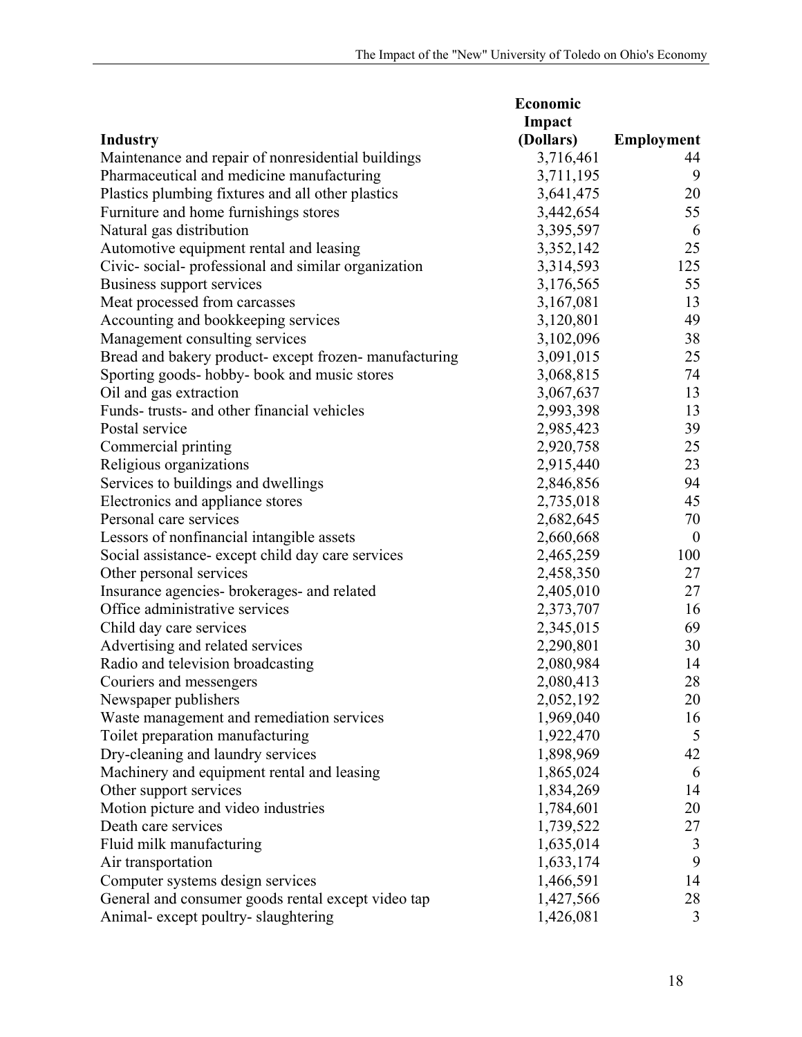| Industry | Economic Impact (Dollars) | Employment |
|---|---|---|
| Maintenance and repair of nonresidential buildings | 3,716,461 | 44 |
| Pharmaceutical and medicine manufacturing | 3,711,195 | 9 |
| Plastics plumbing fixtures and all other plastics | 3,641,475 | 20 |
| Furniture and home furnishings stores | 3,442,654 | 55 |
| Natural gas distribution | 3,395,597 | 6 |
| Automotive equipment rental and leasing | 3,352,142 | 25 |
| Civic- social- professional and similar organization | 3,314,593 | 125 |
| Business support services | 3,176,565 | 55 |
| Meat processed from carcasses | 3,167,081 | 13 |
| Accounting and bookkeeping services | 3,120,801 | 49 |
| Management consulting services | 3,102,096 | 38 |
| Bread and bakery product- except frozen- manufacturing | 3,091,015 | 25 |
| Sporting goods- hobby- book and music stores | 3,068,815 | 74 |
| Oil and gas extraction | 3,067,637 | 13 |
| Funds- trusts- and other financial vehicles | 2,993,398 | 13 |
| Postal service | 2,985,423 | 39 |
| Commercial printing | 2,920,758 | 25 |
| Religious organizations | 2,915,440 | 23 |
| Services to buildings and dwellings | 2,846,856 | 94 |
| Electronics and appliance stores | 2,735,018 | 45 |
| Personal care services | 2,682,645 | 70 |
| Lessors of nonfinancial intangible assets | 2,660,668 | 0 |
| Social assistance- except child day care services | 2,465,259 | 100 |
| Other personal services | 2,458,350 | 27 |
| Insurance agencies- brokerages- and related | 2,405,010 | 27 |
| Office administrative services | 2,373,707 | 16 |
| Child day care services | 2,345,015 | 69 |
| Advertising and related services | 2,290,801 | 30 |
| Radio and television broadcasting | 2,080,984 | 14 |
| Couriers and messengers | 2,080,413 | 28 |
| Newspaper publishers | 2,052,192 | 20 |
| Waste management and remediation services | 1,969,040 | 16 |
| Toilet preparation manufacturing | 1,922,470 | 5 |
| Dry-cleaning and laundry services | 1,898,969 | 42 |
| Machinery and equipment rental and leasing | 1,865,024 | 6 |
| Other support services | 1,834,269 | 14 |
| Motion picture and video industries | 1,784,601 | 20 |
| Death care services | 1,739,522 | 27 |
| Fluid milk manufacturing | 1,635,014 | 3 |
| Air transportation | 1,633,174 | 9 |
| Computer systems design services | 1,466,591 | 14 |
| General and consumer goods rental except video tap | 1,427,566 | 28 |
| Animal- except poultry- slaughtering | 1,426,081 | 3 |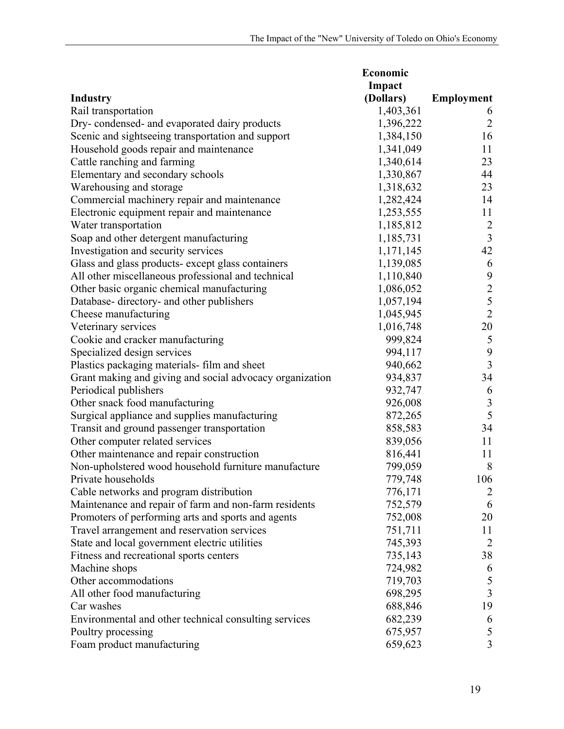| Industry | Economic Impact (Dollars) | Employment |
|---|---|---|
| Rail transportation | 1,403,361 | 6 |
| Dry- condensed- and evaporated dairy products | 1,396,222 | 2 |
| Scenic and sightseeing transportation and support | 1,384,150 | 16 |
| Household goods repair and maintenance | 1,341,049 | 11 |
| Cattle ranching and farming | 1,340,614 | 23 |
| Elementary and secondary schools | 1,330,867 | 44 |
| Warehousing and storage | 1,318,632 | 23 |
| Commercial machinery repair and maintenance | 1,282,424 | 14 |
| Electronic equipment repair and maintenance | 1,253,555 | 11 |
| Water transportation | 1,185,812 | 2 |
| Soap and other detergent manufacturing | 1,185,731 | 3 |
| Investigation and security services | 1,171,145 | 42 |
| Glass and glass products- except glass containers | 1,139,085 | 6 |
| All other miscellaneous professional and technical | 1,110,840 | 9 |
| Other basic organic chemical manufacturing | 1,086,052 | 2 |
| Database- directory- and other publishers | 1,057,194 | 5 |
| Cheese manufacturing | 1,045,945 | 2 |
| Veterinary services | 1,016,748 | 20 |
| Cookie and cracker manufacturing | 999,824 | 5 |
| Specialized design services | 994,117 | 9 |
| Plastics packaging materials- film and sheet | 940,662 | 3 |
| Grant making and giving and social advocacy organization | 934,837 | 34 |
| Periodical publishers | 932,747 | 6 |
| Other snack food manufacturing | 926,008 | 3 |
| Surgical appliance and supplies manufacturing | 872,265 | 5 |
| Transit and ground passenger transportation | 858,583 | 34 |
| Other computer related services | 839,056 | 11 |
| Other maintenance and repair construction | 816,441 | 11 |
| Non-upholstered wood household furniture manufacture | 799,059 | 8 |
| Private households | 779,748 | 106 |
| Cable networks and program distribution | 776,171 | 2 |
| Maintenance and repair of farm and non-farm residents | 752,579 | 6 |
| Promoters of performing arts and sports and agents | 752,008 | 20 |
| Travel arrangement and reservation services | 751,711 | 11 |
| State and local government electric utilities | 745,393 | 2 |
| Fitness and recreational sports centers | 735,143 | 38 |
| Machine shops | 724,982 | 6 |
| Other accommodations | 719,703 | 5 |
| All other food manufacturing | 698,295 | 3 |
| Car washes | 688,846 | 19 |
| Environmental and other technical consulting services | 682,239 | 6 |
| Poultry processing | 675,957 | 5 |
| Foam product manufacturing | 659,623 | 3 |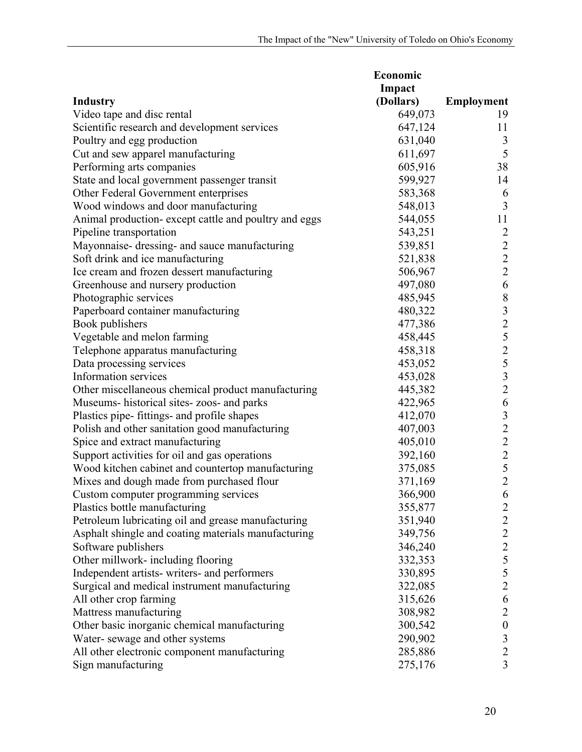| Industry | Economic Impact (Dollars) | Employment |
|---|---|---|
| Video tape and disc rental | 649,073 | 19 |
| Scientific research and development services | 647,124 | 11 |
| Poultry and egg production | 631,040 | 3 |
| Cut and sew apparel manufacturing | 611,697 | 5 |
| Performing arts companies | 605,916 | 38 |
| State and local government passenger transit | 599,927 | 14 |
| Other Federal Government enterprises | 583,368 | 6 |
| Wood windows and door manufacturing | 548,013 | 3 |
| Animal production- except cattle and poultry and eggs | 544,055 | 11 |
| Pipeline transportation | 543,251 | 2 |
| Mayonnaise- dressing- and sauce manufacturing | 539,851 | 2 |
| Soft drink and ice manufacturing | 521,838 | 2 |
| Ice cream and frozen dessert manufacturing | 506,967 | 2 |
| Greenhouse and nursery production | 497,080 | 6 |
| Photographic services | 485,945 | 8 |
| Paperboard container manufacturing | 480,322 | 3 |
| Book publishers | 477,386 | 2 |
| Vegetable and melon farming | 458,445 | 5 |
| Telephone apparatus manufacturing | 458,318 | 2 |
| Data processing services | 453,052 | 5 |
| Information services | 453,028 | 3 |
| Other miscellaneous chemical product manufacturing | 445,382 | 2 |
| Museums- historical sites- zoos- and parks | 422,965 | 6 |
| Plastics pipe- fittings- and profile shapes | 412,070 | 3 |
| Polish and other sanitation good manufacturing | 407,003 | 2 |
| Spice and extract manufacturing | 405,010 | 2 |
| Support activities for oil and gas operations | 392,160 | 2 |
| Wood kitchen cabinet and countertop manufacturing | 375,085 | 5 |
| Mixes and dough made from purchased flour | 371,169 | 2 |
| Custom computer programming services | 366,900 | 6 |
| Plastics bottle manufacturing | 355,877 | 2 |
| Petroleum lubricating oil and grease manufacturing | 351,940 | 2 |
| Asphalt shingle and coating materials manufacturing | 349,756 | 2 |
| Software publishers | 346,240 | 2 |
| Other millwork- including flooring | 332,353 | 5 |
| Independent artists- writers- and performers | 330,895 | 5 |
| Surgical and medical instrument manufacturing | 322,085 | 2 |
| All other crop farming | 315,626 | 6 |
| Mattress manufacturing | 308,982 | 2 |
| Other basic inorganic chemical manufacturing | 300,542 | 0 |
| Water- sewage and other systems | 290,902 | 3 |
| All other electronic component manufacturing | 285,886 | 2 |
| Sign manufacturing | 275,176 | 3 |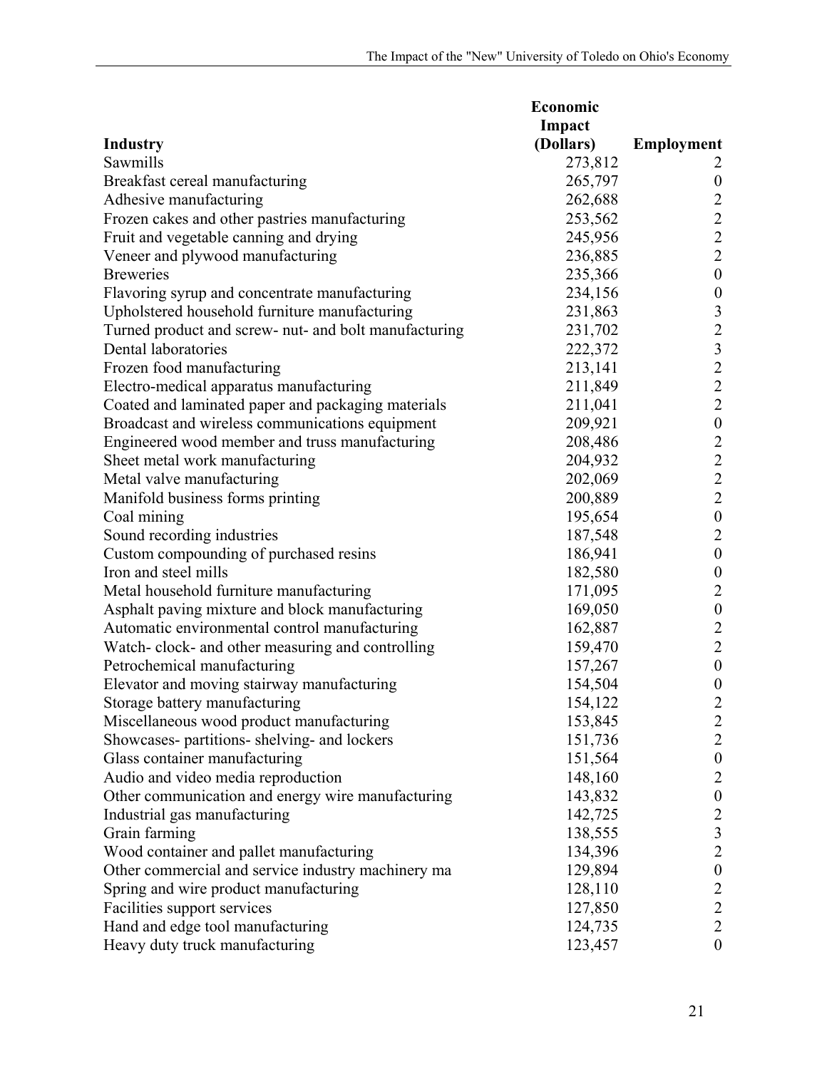| Industry | Economic Impact (Dollars) | Employment |
|---|---|---|
| Sawmills | 273,812 | 2 |
| Breakfast cereal manufacturing | 265,797 | 0 |
| Adhesive manufacturing | 262,688 | 2 |
| Frozen cakes and other pastries manufacturing | 253,562 | 2 |
| Fruit and vegetable canning and drying | 245,956 | 2 |
| Veneer and plywood manufacturing | 236,885 | 2 |
| Breweries | 235,366 | 0 |
| Flavoring syrup and concentrate manufacturing | 234,156 | 0 |
| Upholstered household furniture manufacturing | 231,863 | 3 |
| Turned product and screw- nut- and bolt manufacturing | 231,702 | 2 |
| Dental laboratories | 222,372 | 3 |
| Frozen food manufacturing | 213,141 | 2 |
| Electro-medical apparatus manufacturing | 211,849 | 2 |
| Coated and laminated paper and packaging materials | 211,041 | 2 |
| Broadcast and wireless communications equipment | 209,921 | 0 |
| Engineered wood member and truss manufacturing | 208,486 | 2 |
| Sheet metal work manufacturing | 204,932 | 2 |
| Metal valve manufacturing | 202,069 | 2 |
| Manifold business forms printing | 200,889 | 2 |
| Coal mining | 195,654 | 0 |
| Sound recording industries | 187,548 | 2 |
| Custom compounding of purchased resins | 186,941 | 0 |
| Iron and steel mills | 182,580 | 0 |
| Metal household furniture manufacturing | 171,095 | 2 |
| Asphalt paving mixture and block manufacturing | 169,050 | 0 |
| Automatic environmental control manufacturing | 162,887 | 2 |
| Watch- clock- and other measuring and controlling | 159,470 | 2 |
| Petrochemical manufacturing | 157,267 | 0 |
| Elevator and moving stairway manufacturing | 154,504 | 0 |
| Storage battery manufacturing | 154,122 | 2 |
| Miscellaneous wood product manufacturing | 153,845 | 2 |
| Showcases- partitions- shelving- and lockers | 151,736 | 2 |
| Glass container manufacturing | 151,564 | 0 |
| Audio and video media reproduction | 148,160 | 2 |
| Other communication and energy wire manufacturing | 143,832 | 0 |
| Industrial gas manufacturing | 142,725 | 2 |
| Grain farming | 138,555 | 3 |
| Wood container and pallet manufacturing | 134,396 | 2 |
| Other commercial and service industry machinery ma | 129,894 | 0 |
| Spring and wire product manufacturing | 128,110 | 2 |
| Facilities support services | 127,850 | 2 |
| Hand and edge tool manufacturing | 124,735 | 2 |
| Heavy duty truck manufacturing | 123,457 | 0 |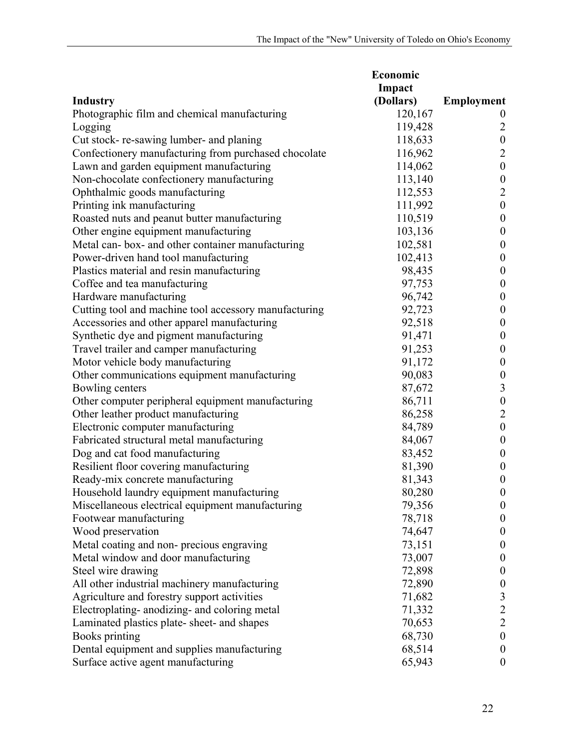| Industry | Economic Impact (Dollars) | Employment |
|---|---|---|
| Photographic film and chemical manufacturing | 120,167 | 0 |
| Logging | 119,428 | 2 |
| Cut stock- re-sawing lumber- and planing | 118,633 | 0 |
| Confectionery manufacturing from purchased chocolate | 116,962 | 2 |
| Lawn and garden equipment manufacturing | 114,062 | 0 |
| Non-chocolate confectionery manufacturing | 113,140 | 0 |
| Ophthalmic goods manufacturing | 112,553 | 2 |
| Printing ink manufacturing | 111,992 | 0 |
| Roasted nuts and peanut butter manufacturing | 110,519 | 0 |
| Other engine equipment manufacturing | 103,136 | 0 |
| Metal can- box- and other container manufacturing | 102,581 | 0 |
| Power-driven hand tool manufacturing | 102,413 | 0 |
| Plastics material and resin manufacturing | 98,435 | 0 |
| Coffee and tea manufacturing | 97,753 | 0 |
| Hardware manufacturing | 96,742 | 0 |
| Cutting tool and machine tool accessory manufacturing | 92,723 | 0 |
| Accessories and other apparel manufacturing | 92,518 | 0 |
| Synthetic dye and pigment manufacturing | 91,471 | 0 |
| Travel trailer and camper manufacturing | 91,253 | 0 |
| Motor vehicle body manufacturing | 91,172 | 0 |
| Other communications equipment manufacturing | 90,083 | 0 |
| Bowling centers | 87,672 | 3 |
| Other computer peripheral equipment manufacturing | 86,711 | 0 |
| Other leather product manufacturing | 86,258 | 2 |
| Electronic computer manufacturing | 84,789 | 0 |
| Fabricated structural metal manufacturing | 84,067 | 0 |
| Dog and cat food manufacturing | 83,452 | 0 |
| Resilient floor covering manufacturing | 81,390 | 0 |
| Ready-mix concrete manufacturing | 81,343 | 0 |
| Household laundry equipment manufacturing | 80,280 | 0 |
| Miscellaneous electrical equipment manufacturing | 79,356 | 0 |
| Footwear manufacturing | 78,718 | 0 |
| Wood preservation | 74,647 | 0 |
| Metal coating and non- precious engraving | 73,151 | 0 |
| Metal window and door manufacturing | 73,007 | 0 |
| Steel wire drawing | 72,898 | 0 |
| All other industrial machinery manufacturing | 72,890 | 0 |
| Agriculture and forestry support activities | 71,682 | 3 |
| Electroplating- anodizing- and coloring metal | 71,332 | 2 |
| Laminated plastics plate- sheet- and shapes | 70,653 | 2 |
| Books printing | 68,730 | 0 |
| Dental equipment and supplies manufacturing | 68,514 | 0 |
| Surface active agent manufacturing | 65,943 | 0 |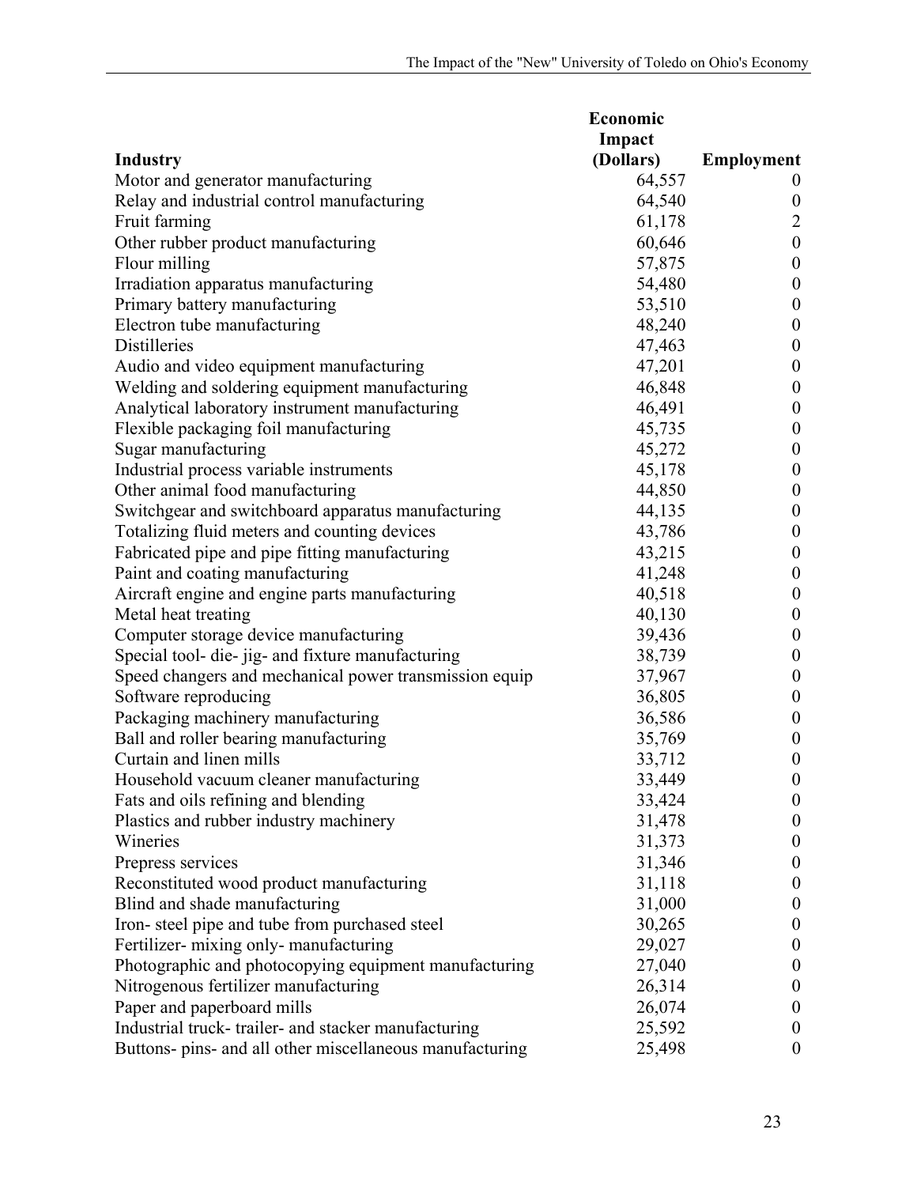| Industry | Economic Impact (Dollars) | Employment |
|---|---|---|
| Motor and generator manufacturing | 64,557 | 0 |
| Relay and industrial control manufacturing | 64,540 | 0 |
| Fruit farming | 61,178 | 2 |
| Other rubber product manufacturing | 60,646 | 0 |
| Flour milling | 57,875 | 0 |
| Irradiation apparatus manufacturing | 54,480 | 0 |
| Primary battery manufacturing | 53,510 | 0 |
| Electron tube manufacturing | 48,240 | 0 |
| Distilleries | 47,463 | 0 |
| Audio and video equipment manufacturing | 47,201 | 0 |
| Welding and soldering equipment manufacturing | 46,848 | 0 |
| Analytical laboratory instrument manufacturing | 46,491 | 0 |
| Flexible packaging foil manufacturing | 45,735 | 0 |
| Sugar manufacturing | 45,272 | 0 |
| Industrial process variable instruments | 45,178 | 0 |
| Other animal food manufacturing | 44,850 | 0 |
| Switchgear and switchboard apparatus manufacturing | 44,135 | 0 |
| Totalizing fluid meters and counting devices | 43,786 | 0 |
| Fabricated pipe and pipe fitting manufacturing | 43,215 | 0 |
| Paint and coating manufacturing | 41,248 | 0 |
| Aircraft engine and engine parts manufacturing | 40,518 | 0 |
| Metal heat treating | 40,130 | 0 |
| Computer storage device manufacturing | 39,436 | 0 |
| Special tool- die- jig- and fixture manufacturing | 38,739 | 0 |
| Speed changers and mechanical power transmission equip | 37,967 | 0 |
| Software reproducing | 36,805 | 0 |
| Packaging machinery manufacturing | 36,586 | 0 |
| Ball and roller bearing manufacturing | 35,769 | 0 |
| Curtain and linen mills | 33,712 | 0 |
| Household vacuum cleaner manufacturing | 33,449 | 0 |
| Fats and oils refining and blending | 33,424 | 0 |
| Plastics and rubber industry machinery | 31,478 | 0 |
| Wineries | 31,373 | 0 |
| Prepress services | 31,346 | 0 |
| Reconstituted wood product manufacturing | 31,118 | 0 |
| Blind and shade manufacturing | 31,000 | 0 |
| Iron- steel pipe and tube from purchased steel | 30,265 | 0 |
| Fertilizer- mixing only- manufacturing | 29,027 | 0 |
| Photographic and photocopying equipment manufacturing | 27,040 | 0 |
| Nitrogenous fertilizer manufacturing | 26,314 | 0 |
| Paper and paperboard mills | 26,074 | 0 |
| Industrial truck- trailer- and stacker manufacturing | 25,592 | 0 |
| Buttons- pins- and all other miscellaneous manufacturing | 25,498 | 0 |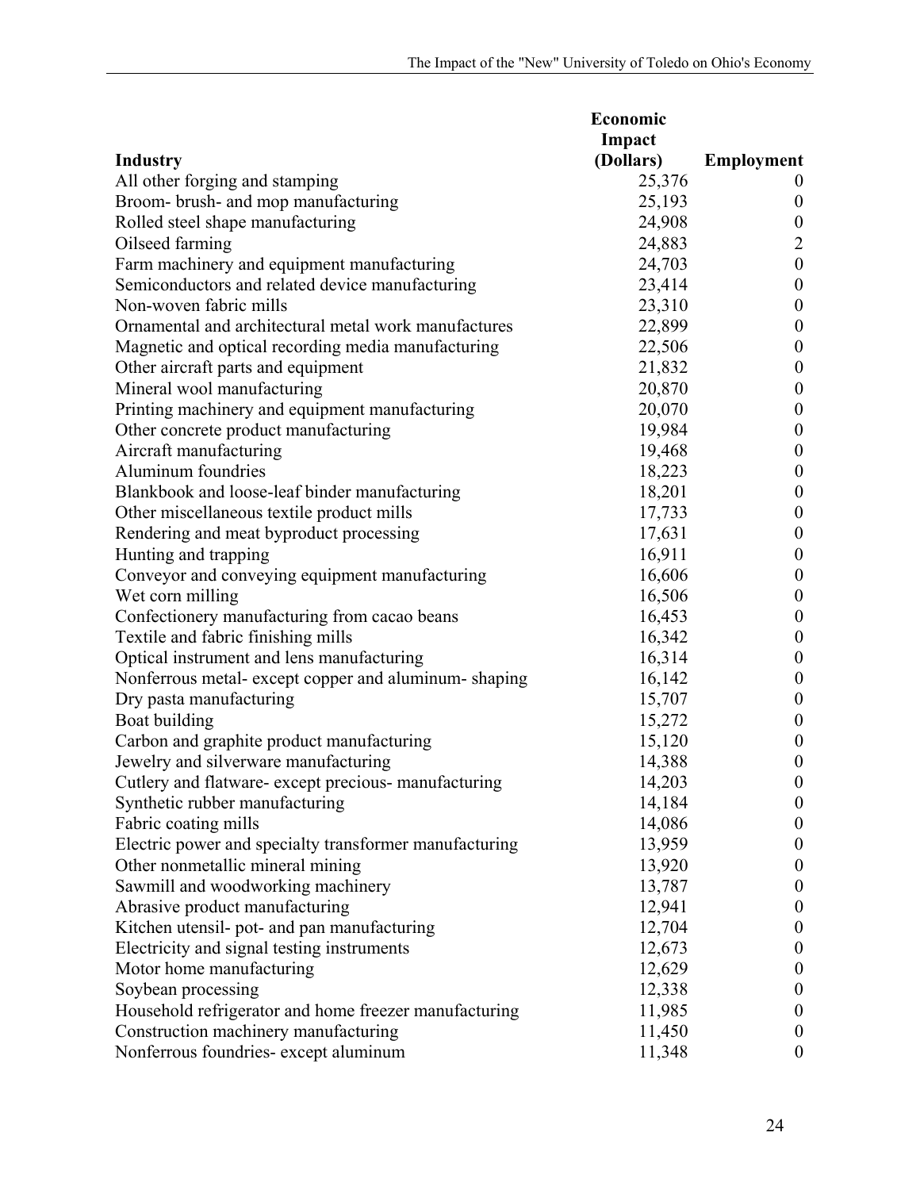| Industry | Economic Impact (Dollars) | Employment |
|---|---|---|
| All other forging and stamping | 25,376 | 0 |
| Broom- brush- and mop manufacturing | 25,193 | 0 |
| Rolled steel shape manufacturing | 24,908 | 0 |
| Oilseed farming | 24,883 | 2 |
| Farm machinery and equipment manufacturing | 24,703 | 0 |
| Semiconductors and related device manufacturing | 23,414 | 0 |
| Non-woven fabric mills | 23,310 | 0 |
| Ornamental and architectural metal work manufactures | 22,899 | 0 |
| Magnetic and optical recording media manufacturing | 22,506 | 0 |
| Other aircraft parts and equipment | 21,832 | 0 |
| Mineral wool manufacturing | 20,870 | 0 |
| Printing machinery and equipment manufacturing | 20,070 | 0 |
| Other concrete product manufacturing | 19,984 | 0 |
| Aircraft manufacturing | 19,468 | 0 |
| Aluminum foundries | 18,223 | 0 |
| Blankbook and loose-leaf binder manufacturing | 18,201 | 0 |
| Other miscellaneous textile product mills | 17,733 | 0 |
| Rendering and meat byproduct processing | 17,631 | 0 |
| Hunting and trapping | 16,911 | 0 |
| Conveyor and conveying equipment manufacturing | 16,606 | 0 |
| Wet corn milling | 16,506 | 0 |
| Confectionery manufacturing from cacao beans | 16,453 | 0 |
| Textile and fabric finishing mills | 16,342 | 0 |
| Optical instrument and lens manufacturing | 16,314 | 0 |
| Nonferrous metal- except copper and aluminum- shaping | 16,142 | 0 |
| Dry pasta manufacturing | 15,707 | 0 |
| Boat building | 15,272 | 0 |
| Carbon and graphite product manufacturing | 15,120 | 0 |
| Jewelry and silverware manufacturing | 14,388 | 0 |
| Cutlery and flatware- except precious- manufacturing | 14,203 | 0 |
| Synthetic rubber manufacturing | 14,184 | 0 |
| Fabric coating mills | 14,086 | 0 |
| Electric power and specialty transformer manufacturing | 13,959 | 0 |
| Other nonmetallic mineral mining | 13,920 | 0 |
| Sawmill and woodworking machinery | 13,787 | 0 |
| Abrasive product manufacturing | 12,941 | 0 |
| Kitchen utensil- pot- and pan manufacturing | 12,704 | 0 |
| Electricity and signal testing instruments | 12,673 | 0 |
| Motor home manufacturing | 12,629 | 0 |
| Soybean processing | 12,338 | 0 |
| Household refrigerator and home freezer manufacturing | 11,985 | 0 |
| Construction machinery manufacturing | 11,450 | 0 |
| Nonferrous foundries- except aluminum | 11,348 | 0 |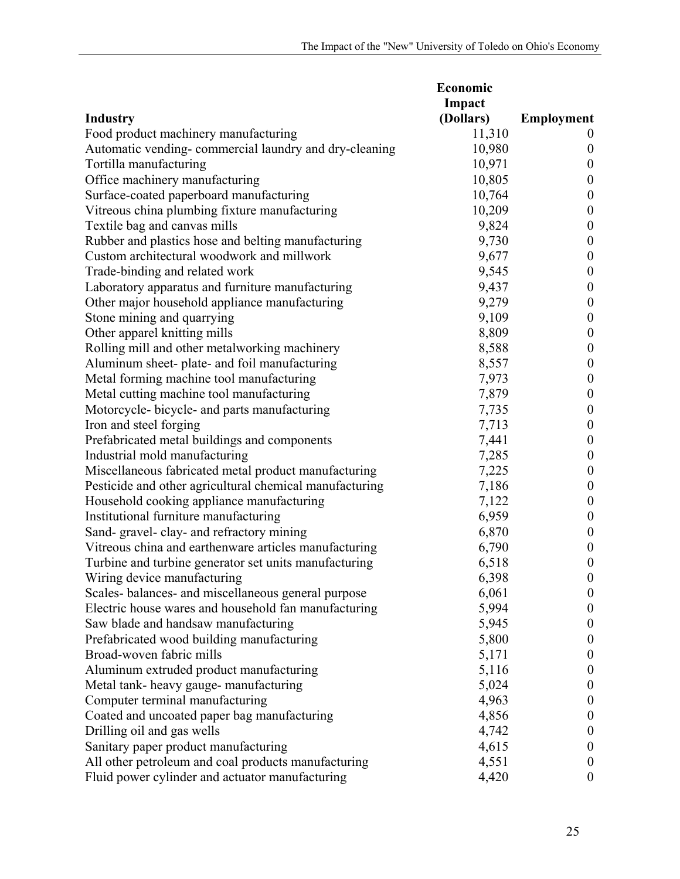| Industry | Economic Impact (Dollars) | Employment |
|---|---|---|
| Food product machinery manufacturing | 11,310 | 0 |
| Automatic vending- commercial laundry and dry-cleaning | 10,980 | 0 |
| Tortilla manufacturing | 10,971 | 0 |
| Office machinery manufacturing | 10,805 | 0 |
| Surface-coated paperboard manufacturing | 10,764 | 0 |
| Vitreous china plumbing fixture manufacturing | 10,209 | 0 |
| Textile bag and canvas mills | 9,824 | 0 |
| Rubber and plastics hose and belting manufacturing | 9,730 | 0 |
| Custom architectural woodwork and millwork | 9,677 | 0 |
| Trade-binding and related work | 9,545 | 0 |
| Laboratory apparatus and furniture manufacturing | 9,437 | 0 |
| Other major household appliance manufacturing | 9,279 | 0 |
| Stone mining and quarrying | 9,109 | 0 |
| Other apparel knitting mills | 8,809 | 0 |
| Rolling mill and other metalworking machinery | 8,588 | 0 |
| Aluminum sheet- plate- and foil manufacturing | 8,557 | 0 |
| Metal forming machine tool manufacturing | 7,973 | 0 |
| Metal cutting machine tool manufacturing | 7,879 | 0 |
| Motorcycle- bicycle- and parts manufacturing | 7,735 | 0 |
| Iron and steel forging | 7,713 | 0 |
| Prefabricated metal buildings and components | 7,441 | 0 |
| Industrial mold manufacturing | 7,285 | 0 |
| Miscellaneous fabricated metal product manufacturing | 7,225 | 0 |
| Pesticide and other agricultural chemical manufacturing | 7,186 | 0 |
| Household cooking appliance manufacturing | 7,122 | 0 |
| Institutional furniture manufacturing | 6,959 | 0 |
| Sand- gravel- clay- and refractory mining | 6,870 | 0 |
| Vitreous china and earthenware articles manufacturing | 6,790 | 0 |
| Turbine and turbine generator set units manufacturing | 6,518 | 0 |
| Wiring device manufacturing | 6,398 | 0 |
| Scales- balances- and miscellaneous general purpose | 6,061 | 0 |
| Electric house wares and household fan manufacturing | 5,994 | 0 |
| Saw blade and handsaw manufacturing | 5,945 | 0 |
| Prefabricated wood building manufacturing | 5,800 | 0 |
| Broad-woven fabric mills | 5,171 | 0 |
| Aluminum extruded product manufacturing | 5,116 | 0 |
| Metal tank- heavy gauge- manufacturing | 5,024 | 0 |
| Computer terminal manufacturing | 4,963 | 0 |
| Coated and uncoated paper bag manufacturing | 4,856 | 0 |
| Drilling oil and gas wells | 4,742 | 0 |
| Sanitary paper product manufacturing | 4,615 | 0 |
| All other petroleum and coal products manufacturing | 4,551 | 0 |
| Fluid power cylinder and actuator manufacturing | 4,420 | 0 |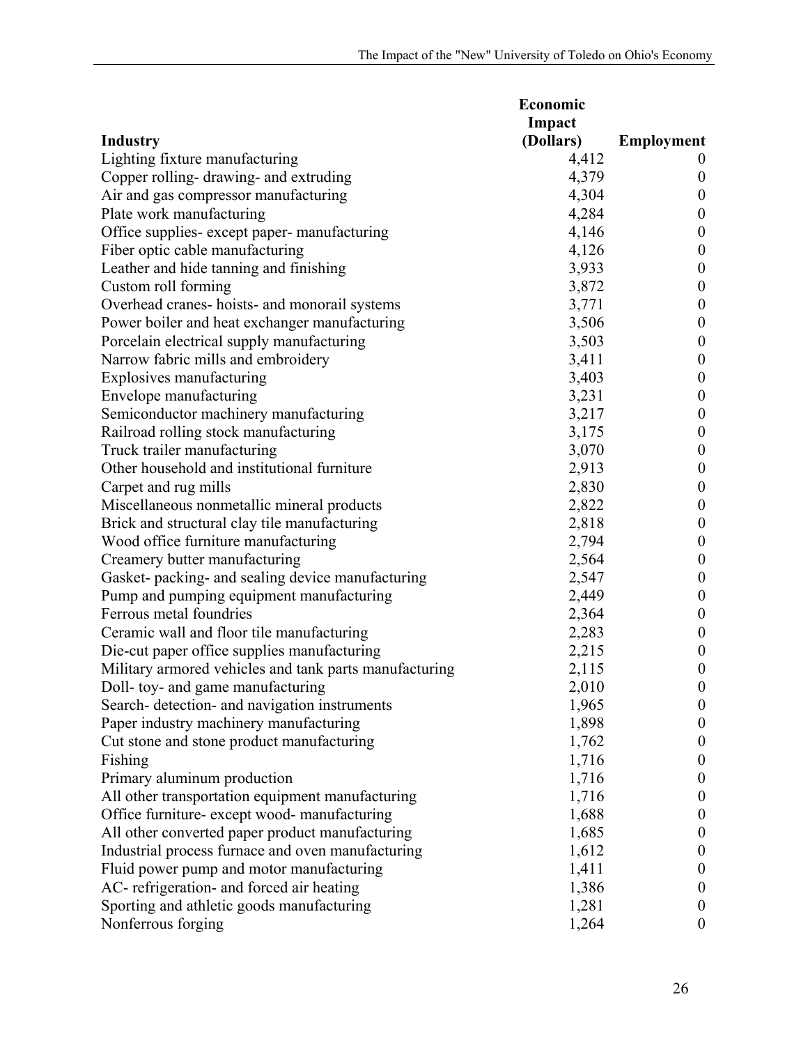| Industry | Economic Impact (Dollars) | Employment |
|---|---|---|
| Lighting fixture manufacturing | 4,412 | 0 |
| Copper rolling- drawing- and extruding | 4,379 | 0 |
| Air and gas compressor manufacturing | 4,304 | 0 |
| Plate work manufacturing | 4,284 | 0 |
| Office supplies- except paper- manufacturing | 4,146 | 0 |
| Fiber optic cable manufacturing | 4,126 | 0 |
| Leather and hide tanning and finishing | 3,933 | 0 |
| Custom roll forming | 3,872 | 0 |
| Overhead cranes- hoists- and monorail systems | 3,771 | 0 |
| Power boiler and heat exchanger manufacturing | 3,506 | 0 |
| Porcelain electrical supply manufacturing | 3,503 | 0 |
| Narrow fabric mills and embroidery | 3,411 | 0 |
| Explosives manufacturing | 3,403 | 0 |
| Envelope manufacturing | 3,231 | 0 |
| Semiconductor machinery manufacturing | 3,217 | 0 |
| Railroad rolling stock manufacturing | 3,175 | 0 |
| Truck trailer manufacturing | 3,070 | 0 |
| Other household and institutional furniture | 2,913 | 0 |
| Carpet and rug mills | 2,830 | 0 |
| Miscellaneous nonmetallic mineral products | 2,822 | 0 |
| Brick and structural clay tile manufacturing | 2,818 | 0 |
| Wood office furniture manufacturing | 2,794 | 0 |
| Creamery butter manufacturing | 2,564 | 0 |
| Gasket- packing- and sealing device manufacturing | 2,547 | 0 |
| Pump and pumping equipment manufacturing | 2,449 | 0 |
| Ferrous metal foundries | 2,364 | 0 |
| Ceramic wall and floor tile manufacturing | 2,283 | 0 |
| Die-cut paper office supplies manufacturing | 2,215 | 0 |
| Military armored vehicles and tank parts manufacturing | 2,115 | 0 |
| Doll- toy- and game manufacturing | 2,010 | 0 |
| Search- detection- and navigation instruments | 1,965 | 0 |
| Paper industry machinery manufacturing | 1,898 | 0 |
| Cut stone and stone product manufacturing | 1,762 | 0 |
| Fishing | 1,716 | 0 |
| Primary aluminum production | 1,716 | 0 |
| All other transportation equipment manufacturing | 1,716 | 0 |
| Office furniture- except wood- manufacturing | 1,688 | 0 |
| All other converted paper product manufacturing | 1,685 | 0 |
| Industrial process furnace and oven manufacturing | 1,612 | 0 |
| Fluid power pump and motor manufacturing | 1,411 | 0 |
| AC- refrigeration- and forced air heating | 1,386 | 0 |
| Sporting and athletic goods manufacturing | 1,281 | 0 |
| Nonferrous forging | 1,264 | 0 |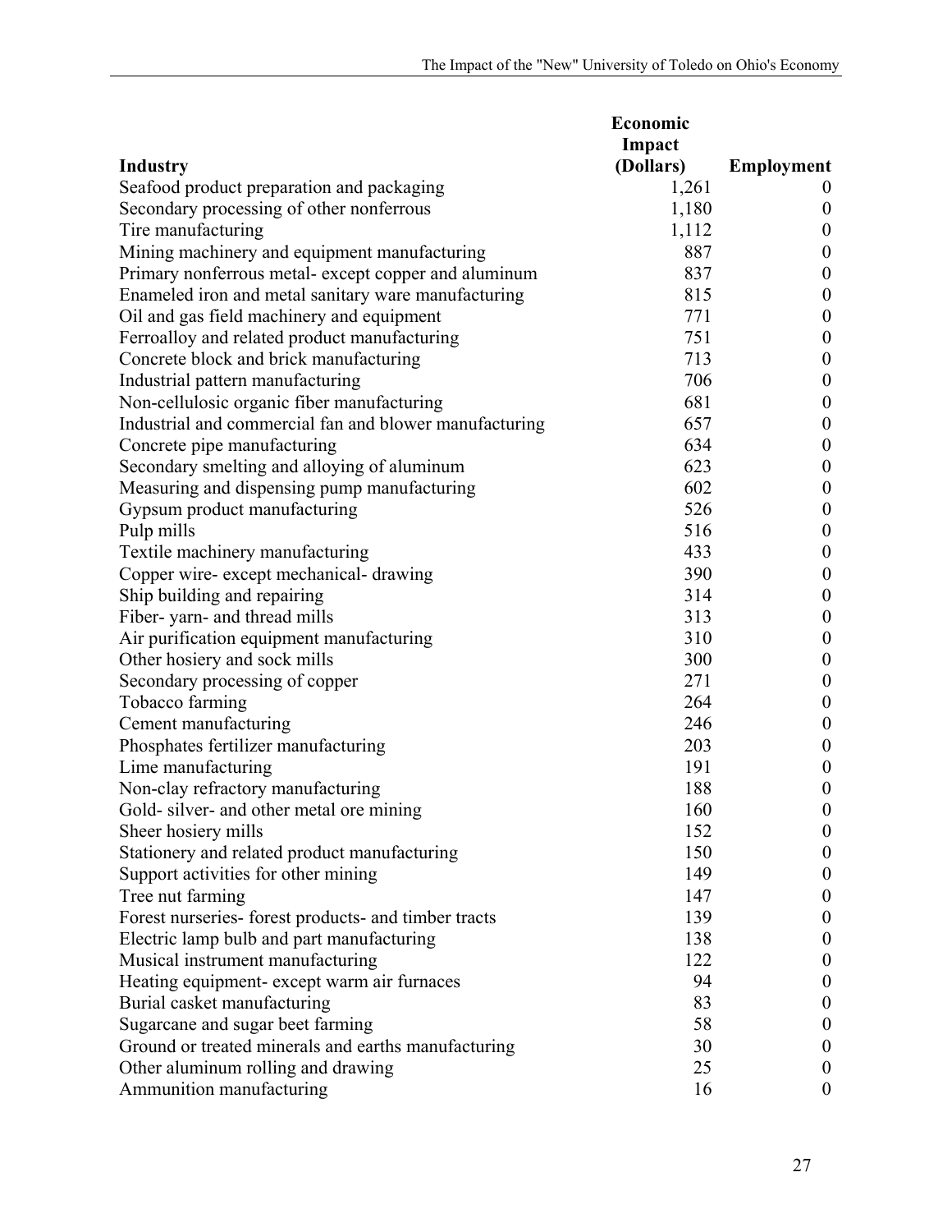| Industry | Economic Impact (Dollars) | Employment |
|---|---|---|
| Seafood product preparation and packaging | 1,261 | 0 |
| Secondary processing of other nonferrous | 1,180 | 0 |
| Tire manufacturing | 1,112 | 0 |
| Mining machinery and equipment manufacturing | 887 | 0 |
| Primary nonferrous metal- except copper and aluminum | 837 | 0 |
| Enameled iron and metal sanitary ware manufacturing | 815 | 0 |
| Oil and gas field machinery and equipment | 771 | 0 |
| Ferroalloy and related product manufacturing | 751 | 0 |
| Concrete block and brick manufacturing | 713 | 0 |
| Industrial pattern manufacturing | 706 | 0 |
| Non-cellulosic organic fiber manufacturing | 681 | 0 |
| Industrial and commercial fan and blower manufacturing | 657 | 0 |
| Concrete pipe manufacturing | 634 | 0 |
| Secondary smelting and alloying of aluminum | 623 | 0 |
| Measuring and dispensing pump manufacturing | 602 | 0 |
| Gypsum product manufacturing | 526 | 0 |
| Pulp mills | 516 | 0 |
| Textile machinery manufacturing | 433 | 0 |
| Copper wire- except mechanical- drawing | 390 | 0 |
| Ship building and repairing | 314 | 0 |
| Fiber- yarn- and thread mills | 313 | 0 |
| Air purification equipment manufacturing | 310 | 0 |
| Other hosiery and sock mills | 300 | 0 |
| Secondary processing of copper | 271 | 0 |
| Tobacco farming | 264 | 0 |
| Cement manufacturing | 246 | 0 |
| Phosphates fertilizer manufacturing | 203 | 0 |
| Lime manufacturing | 191 | 0 |
| Non-clay refractory manufacturing | 188 | 0 |
| Gold- silver- and other metal ore mining | 160 | 0 |
| Sheer hosiery mills | 152 | 0 |
| Stationery and related product manufacturing | 150 | 0 |
| Support activities for other mining | 149 | 0 |
| Tree nut farming | 147 | 0 |
| Forest nurseries- forest products- and timber tracts | 139 | 0 |
| Electric lamp bulb and part manufacturing | 138 | 0 |
| Musical instrument manufacturing | 122 | 0 |
| Heating equipment- except warm air furnaces | 94 | 0 |
| Burial casket manufacturing | 83 | 0 |
| Sugarcane and sugar beet farming | 58 | 0 |
| Ground or treated minerals and earths manufacturing | 30 | 0 |
| Other aluminum rolling and drawing | 25 | 0 |
| Ammunition manufacturing | 16 | 0 |